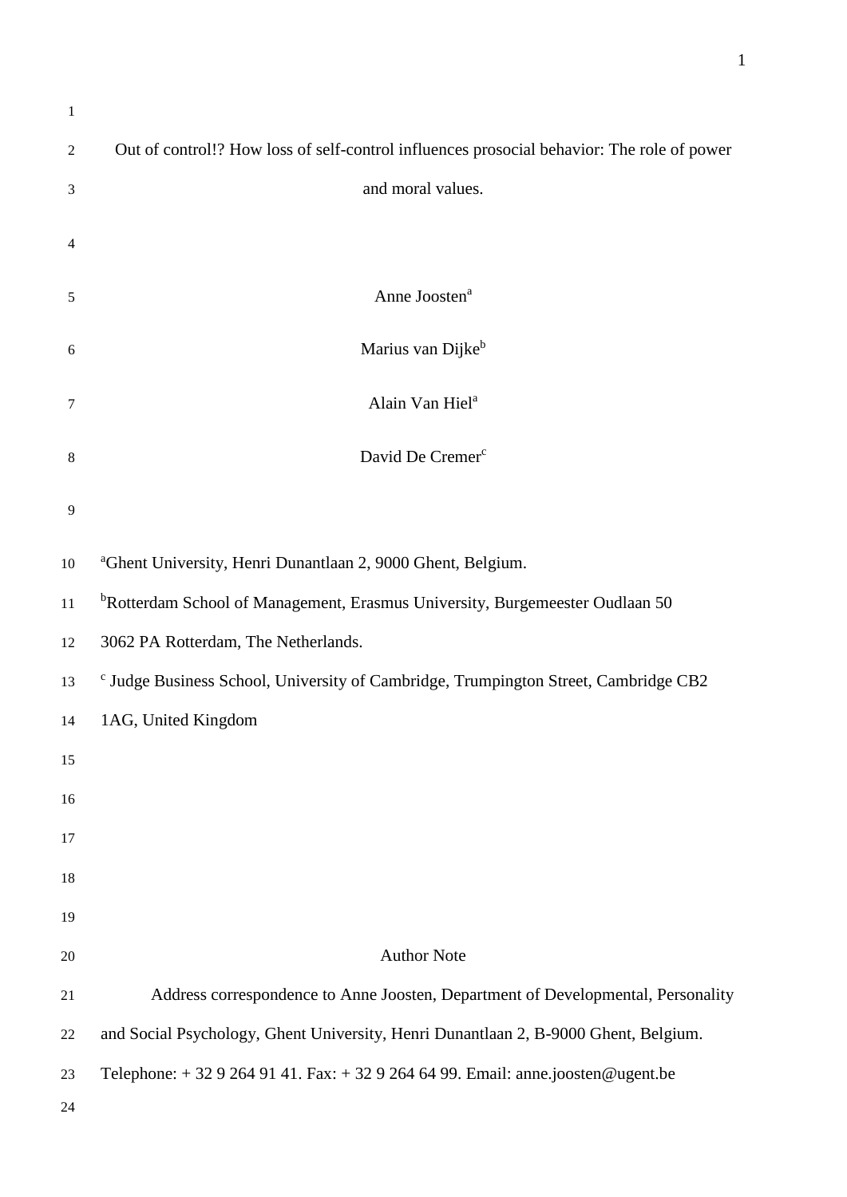# Out of control!? How loss of self-control influences prosocial behavior: The role of power and moral values.

Anne Joosten[a]

Marius van Dijke[b]

Alain Van Hiel[a]

David De Cremer[c]

[a]Ghent University, Henri Dunantlaan 2, 9000 Ghent, Belgium.

[b]Rotterdam School of Management, Erasmus University, Burgemeester Oudlaan 50 3062 PA Rotterdam, The Netherlands.

[c] Judge Business School, University of Cambridge, Trumpington Street, Cambridge CB2 1AG, United Kingdom

## Author Note

Address correspondence to Anne Joosten, Department of Developmental, Personality and Social Psychology, Ghent University, Henri Dunantlaan 2, B-9000 Ghent, Belgium. Telephone: + 32 9 264 91 41. Fax: + 32 9 264 64 99. Email: anne.joosten@ugent.be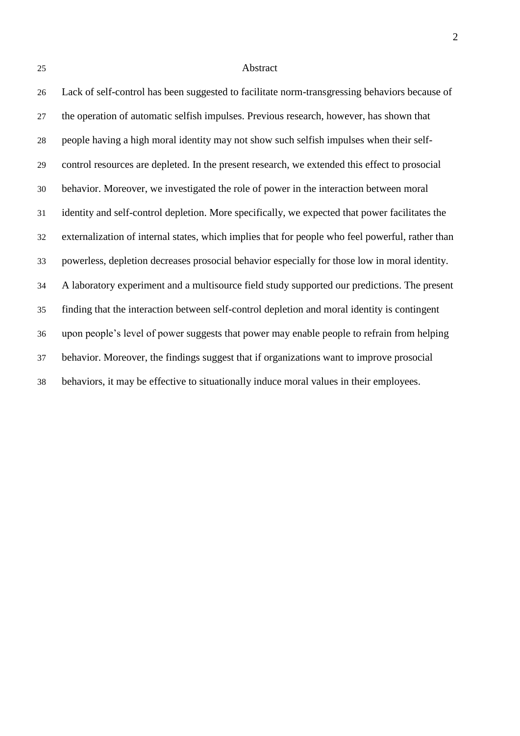# Abstract

Lack of self-control has been suggested to facilitate norm-transgressing behaviors because of the operation of automatic selfish impulses. Previous research, however, has shown that people having a high moral identity may not show such selfish impulses when their self-control resources are depleted. In the present research, we extended this effect to prosocial behavior. Moreover, we investigated the role of power in the interaction between moral identity and self-control depletion. More specifically, we expected that power facilitates the externalization of internal states, which implies that for people who feel powerful, rather than powerless, depletion decreases prosocial behavior especially for those low in moral identity. A laboratory experiment and a multisource field study supported our predictions. The present finding that the interaction between self-control depletion and moral identity is contingent upon people's level of power suggests that power may enable people to refrain from helping behavior. Moreover, the findings suggest that if organizations want to improve prosocial behaviors, it may be effective to situationally induce moral values in their employees.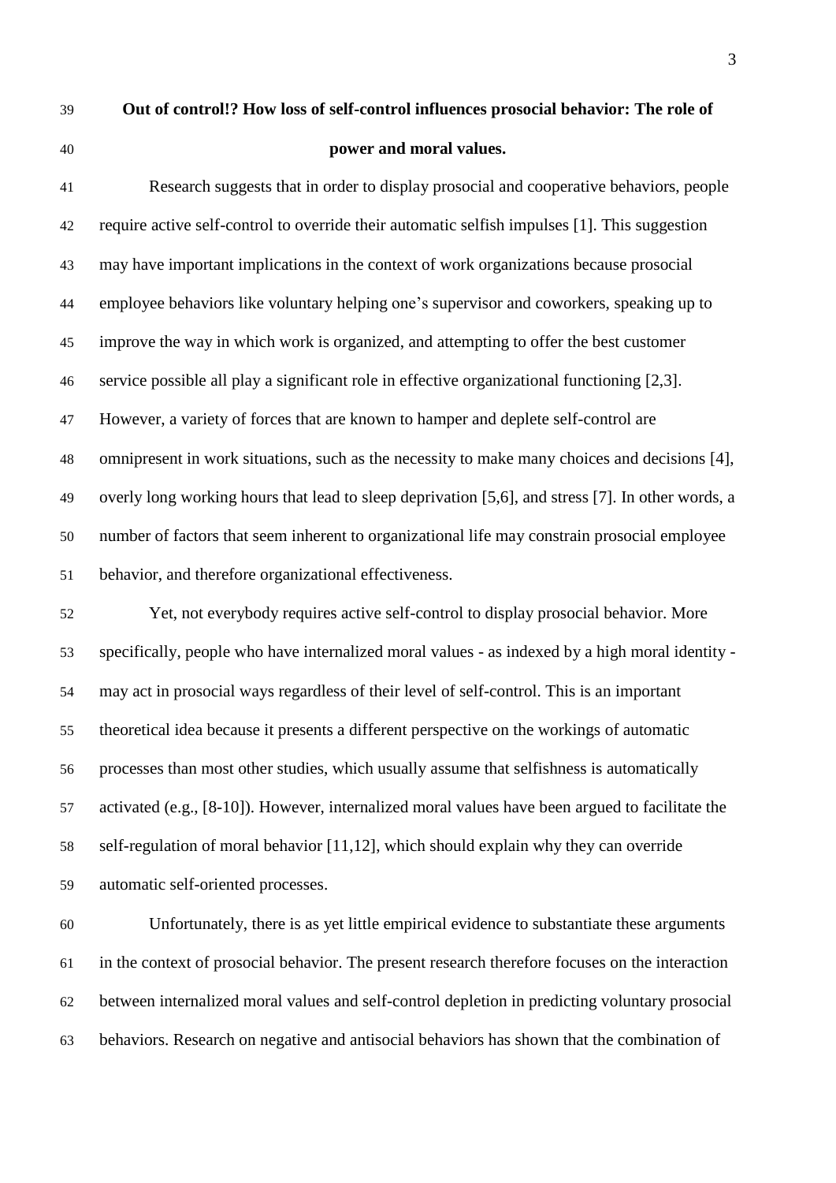**Out of control!? How loss of self-control influences prosocial behavior: The role of power and moral values.**

Research suggests that in order to display prosocial and cooperative behaviors, people require active self-control to override their automatic selfish impulses [1]. This suggestion may have important implications in the context of work organizations because prosocial employee behaviors like voluntary helping one's supervisor and coworkers, speaking up to improve the way in which work is organized, and attempting to offer the best customer service possible all play a significant role in effective organizational functioning [2,3]. However, a variety of forces that are known to hamper and deplete self-control are omnipresent in work situations, such as the necessity to make many choices and decisions [4], overly long working hours that lead to sleep deprivation [5,6], and stress [7]. In other words, a number of factors that seem inherent to organizational life may constrain prosocial employee behavior, and therefore organizational effectiveness.

Yet, not everybody requires active self-control to display prosocial behavior. More specifically, people who have internalized moral values - as indexed by a high moral identity - may act in prosocial ways regardless of their level of self-control. This is an important theoretical idea because it presents a different perspective on the workings of automatic processes than most other studies, which usually assume that selfishness is automatically activated (e.g., [8-10]). However, internalized moral values have been argued to facilitate the self-regulation of moral behavior [11,12], which should explain why they can override automatic self-oriented processes.

Unfortunately, there is as yet little empirical evidence to substantiate these arguments in the context of prosocial behavior. The present research therefore focuses on the interaction between internalized moral values and self-control depletion in predicting voluntary prosocial behaviors. Research on negative and antisocial behaviors has shown that the combination of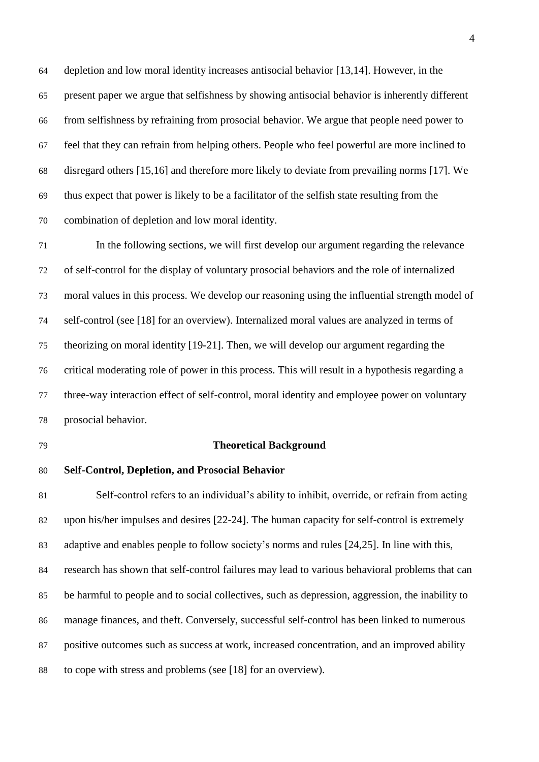depletion and low moral identity increases antisocial behavior [13,14]. However, in the present paper we argue that selfishness by showing antisocial behavior is inherently different from selfishness by refraining from prosocial behavior. We argue that people need power to feel that they can refrain from helping others. People who feel powerful are more inclined to disregard others [15,16] and therefore more likely to deviate from prevailing norms [17]. We thus expect that power is likely to be a facilitator of the selfish state resulting from the combination of depletion and low moral identity.

In the following sections, we will first develop our argument regarding the relevance of self-control for the display of voluntary prosocial behaviors and the role of internalized moral values in this process. We develop our reasoning using the influential strength model of self-control (see [18] for an overview). Internalized moral values are analyzed in terms of theorizing on moral identity [19-21]. Then, we will develop our argument regarding the critical moderating role of power in this process. This will result in a hypothesis regarding a three-way interaction effect of self-control, moral identity and employee power on voluntary prosocial behavior.

## Theoretical Background

### Self-Control, Depletion, and Prosocial Behavior

Self-control refers to an individual's ability to inhibit, override, or refrain from acting upon his/her impulses and desires [22-24]. The human capacity for self-control is extremely adaptive and enables people to follow society's norms and rules [24,25]. In line with this, research has shown that self-control failures may lead to various behavioral problems that can be harmful to people and to social collectives, such as depression, aggression, the inability to manage finances, and theft. Conversely, successful self-control has been linked to numerous positive outcomes such as success at work, increased concentration, and an improved ability to cope with stress and problems (see [18] for an overview).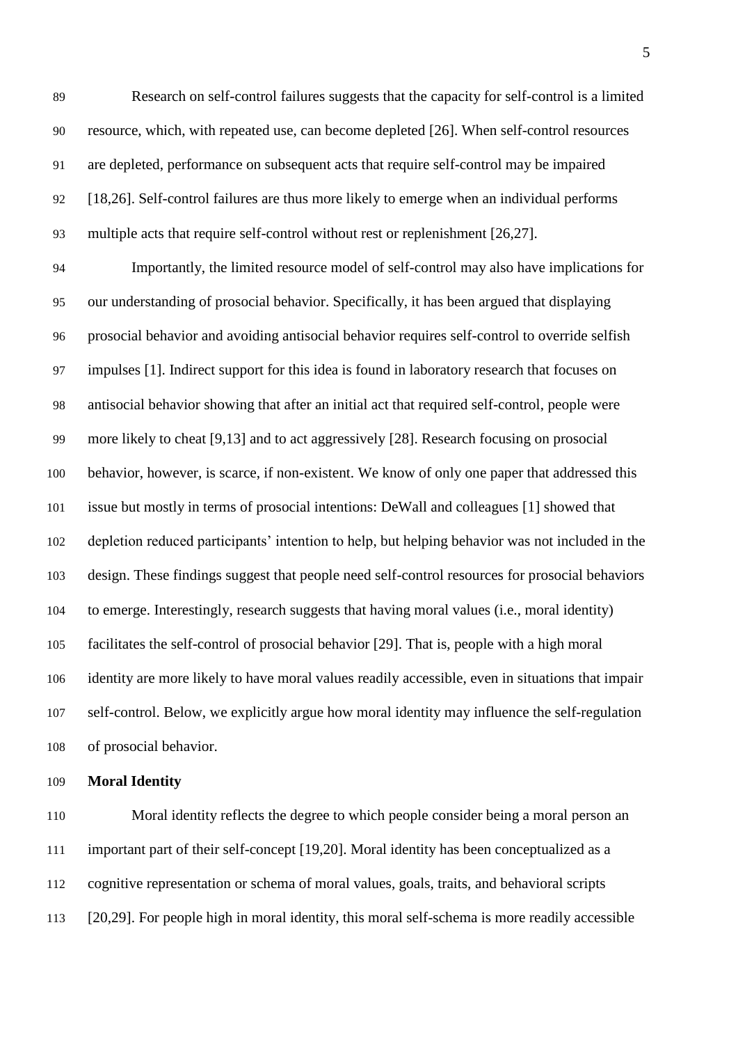Research on self-control failures suggests that the capacity for self-control is a limited resource, which, with repeated use, can become depleted [26]. When self-control resources are depleted, performance on subsequent acts that require self-control may be impaired [18,26]. Self-control failures are thus more likely to emerge when an individual performs multiple acts that require self-control without rest or replenishment [26,27].

Importantly, the limited resource model of self-control may also have implications for our understanding of prosocial behavior. Specifically, it has been argued that displaying prosocial behavior and avoiding antisocial behavior requires self-control to override selfish impulses [1]. Indirect support for this idea is found in laboratory research that focuses on antisocial behavior showing that after an initial act that required self-control, people were more likely to cheat [9,13] and to act aggressively [28]. Research focusing on prosocial behavior, however, is scarce, if non-existent. We know of only one paper that addressed this issue but mostly in terms of prosocial intentions: DeWall and colleagues [1] showed that depletion reduced participants' intention to help, but helping behavior was not included in the design. These findings suggest that people need self-control resources for prosocial behaviors to emerge. Interestingly, research suggests that having moral values (i.e., moral identity) facilitates the self-control of prosocial behavior [29]. That is, people with a high moral identity are more likely to have moral values readily accessible, even in situations that impair self-control. Below, we explicitly argue how moral identity may influence the self-regulation of prosocial behavior.

## Moral Identity

Moral identity reflects the degree to which people consider being a moral person an important part of their self-concept [19,20]. Moral identity has been conceptualized as a cognitive representation or schema of moral values, goals, traits, and behavioral scripts [20,29]. For people high in moral identity, this moral self-schema is more readily accessible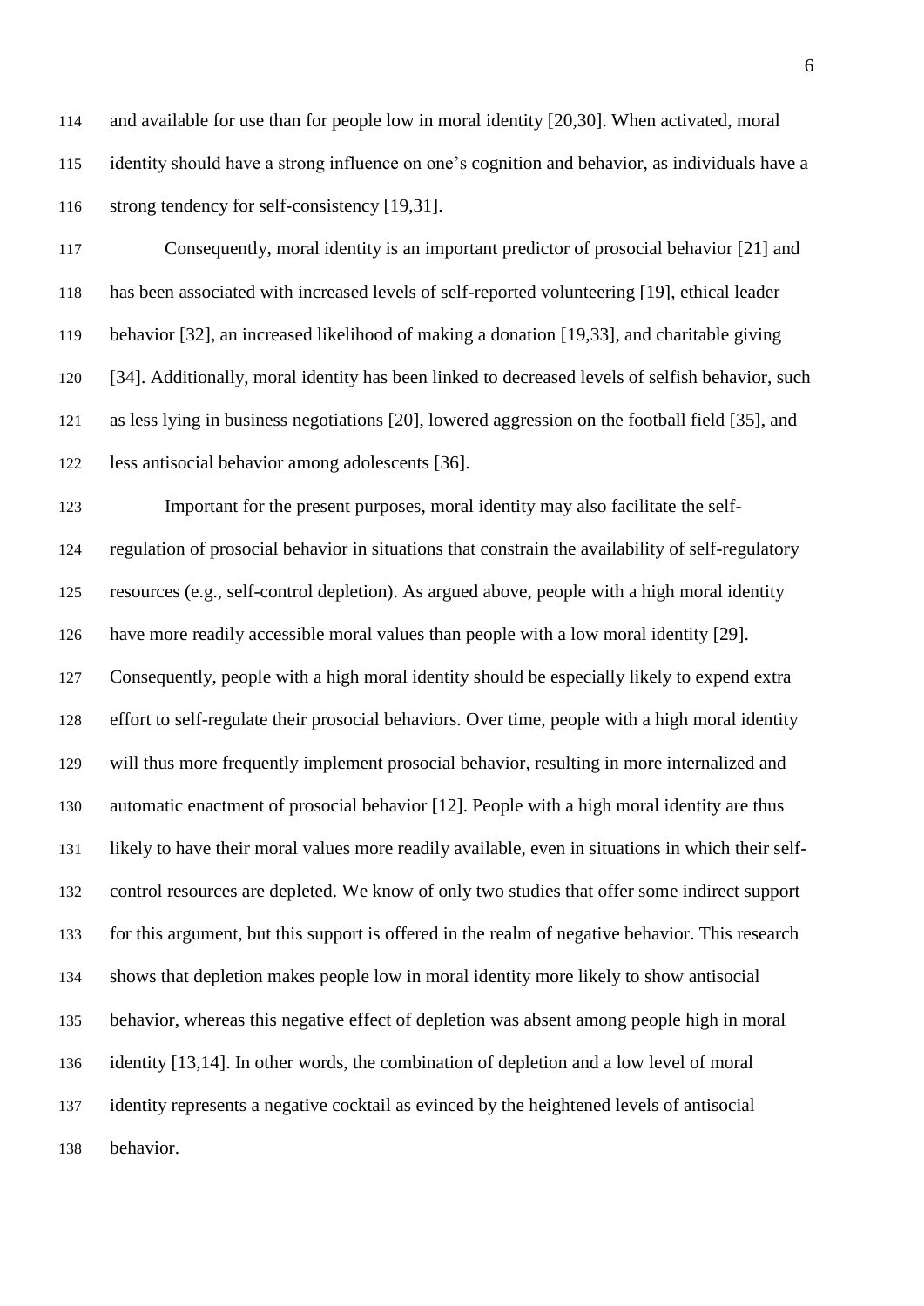and available for use than for people low in moral identity [20,30]. When activated, moral identity should have a strong influence on one's cognition and behavior, as individuals have a strong tendency for self-consistency [19,31].

Consequently, moral identity is an important predictor of prosocial behavior [21] and has been associated with increased levels of self-reported volunteering [19], ethical leader behavior [32], an increased likelihood of making a donation [19,33], and charitable giving [34]. Additionally, moral identity has been linked to decreased levels of selfish behavior, such as less lying in business negotiations [20], lowered aggression on the football field [35], and less antisocial behavior among adolescents [36].

Important for the present purposes, moral identity may also facilitate the self-regulation of prosocial behavior in situations that constrain the availability of self-regulatory resources (e.g., self-control depletion). As argued above, people with a high moral identity have more readily accessible moral values than people with a low moral identity [29]. Consequently, people with a high moral identity should be especially likely to expend extra effort to self-regulate their prosocial behaviors. Over time, people with a high moral identity will thus more frequently implement prosocial behavior, resulting in more internalized and automatic enactment of prosocial behavior [12]. People with a high moral identity are thus likely to have their moral values more readily available, even in situations in which their self-control resources are depleted. We know of only two studies that offer some indirect support for this argument, but this support is offered in the realm of negative behavior. This research shows that depletion makes people low in moral identity more likely to show antisocial behavior, whereas this negative effect of depletion was absent among people high in moral identity [13,14]. In other words, the combination of depletion and a low level of moral identity represents a negative cocktail as evinced by the heightened levels of antisocial behavior.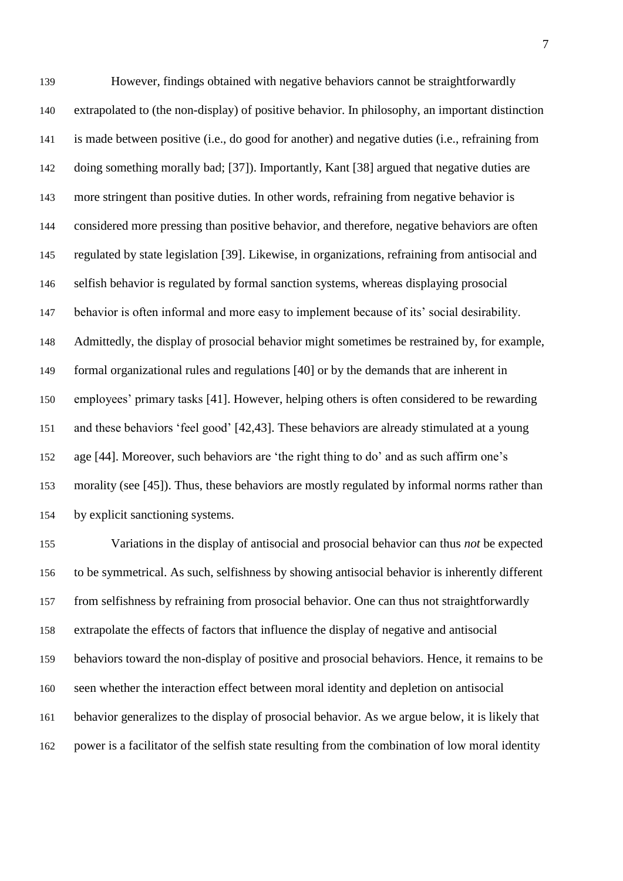However, findings obtained with negative behaviors cannot be straightforwardly extrapolated to (the non-display) of positive behavior. In philosophy, an important distinction is made between positive (i.e., do good for another) and negative duties (i.e., refraining from doing something morally bad; [37]). Importantly, Kant [38] argued that negative duties are more stringent than positive duties. In other words, refraining from negative behavior is considered more pressing than positive behavior, and therefore, negative behaviors are often regulated by state legislation [39]. Likewise, in organizations, refraining from antisocial and selfish behavior is regulated by formal sanction systems, whereas displaying prosocial behavior is often informal and more easy to implement because of its' social desirability. Admittedly, the display of prosocial behavior might sometimes be restrained by, for example, formal organizational rules and regulations [40] or by the demands that are inherent in employees' primary tasks [41]. However, helping others is often considered to be rewarding and these behaviors 'feel good' [42,43]. These behaviors are already stimulated at a young age [44]. Moreover, such behaviors are 'the right thing to do' and as such affirm one's morality (see [45]). Thus, these behaviors are mostly regulated by informal norms rather than by explicit sanctioning systems.

Variations in the display of antisocial and prosocial behavior can thus *not* be expected to be symmetrical. As such, selfishness by showing antisocial behavior is inherently different from selfishness by refraining from prosocial behavior. One can thus not straightforwardly extrapolate the effects of factors that influence the display of negative and antisocial behaviors toward the non-display of positive and prosocial behaviors. Hence, it remains to be seen whether the interaction effect between moral identity and depletion on antisocial behavior generalizes to the display of prosocial behavior. As we argue below, it is likely that power is a facilitator of the selfish state resulting from the combination of low moral identity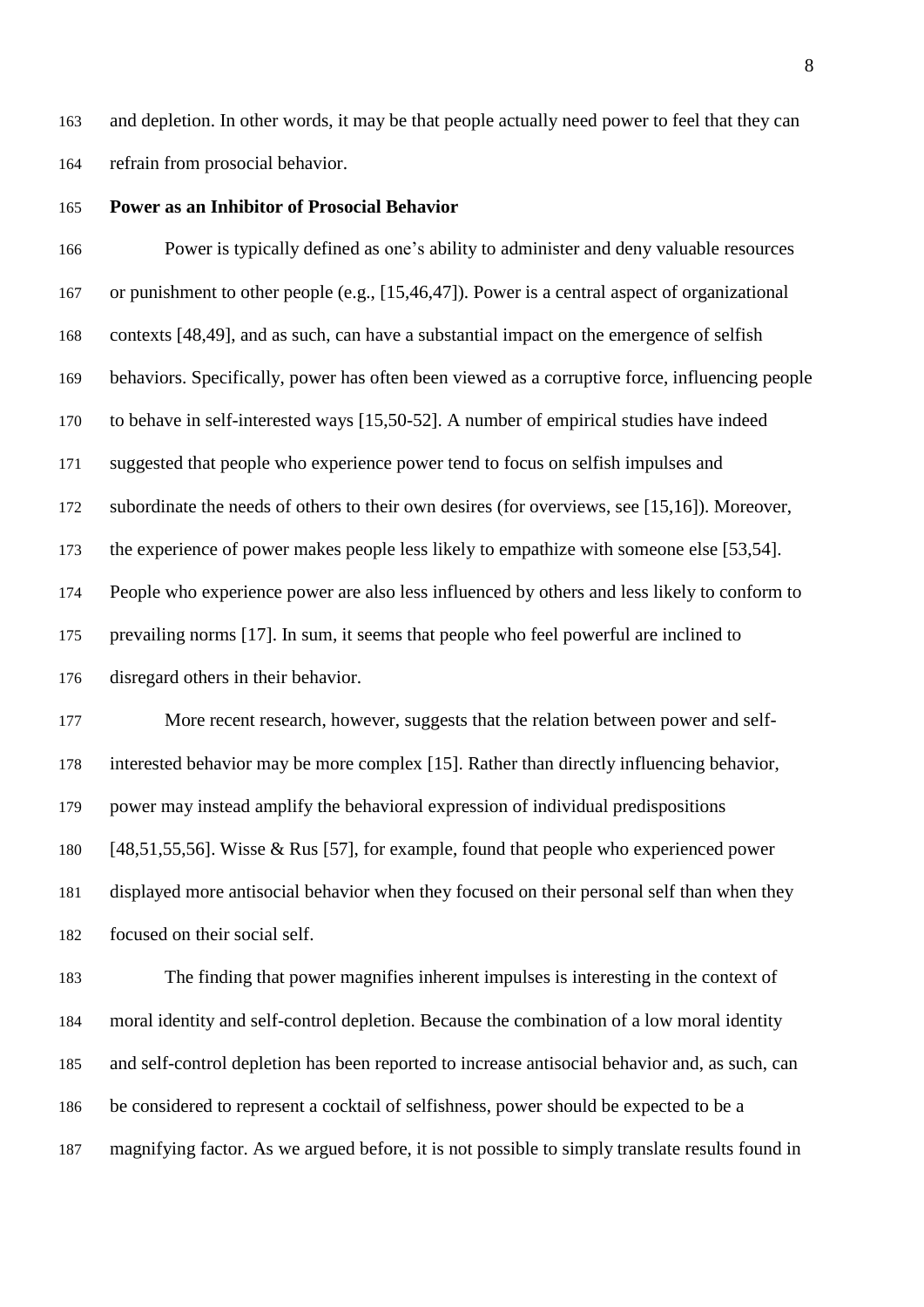and depletion. In other words, it may be that people actually need power to feel that they can refrain from prosocial behavior.

## Power as an Inhibitor of Prosocial Behavior

Power is typically defined as one's ability to administer and deny valuable resources or punishment to other people (e.g., [15,46,47]). Power is a central aspect of organizational contexts [48,49], and as such, can have a substantial impact on the emergence of selfish behaviors. Specifically, power has often been viewed as a corruptive force, influencing people to behave in self-interested ways [15,50-52]. A number of empirical studies have indeed suggested that people who experience power tend to focus on selfish impulses and subordinate the needs of others to their own desires (for overviews, see [15,16]). Moreover, the experience of power makes people less likely to empathize with someone else [53,54]. People who experience power are also less influenced by others and less likely to conform to prevailing norms [17]. In sum, it seems that people who feel powerful are inclined to disregard others in their behavior.

More recent research, however, suggests that the relation between power and self-interested behavior may be more complex [15]. Rather than directly influencing behavior, power may instead amplify the behavioral expression of individual predispositions [48,51,55,56]. Wisse & Rus [57], for example, found that people who experienced power displayed more antisocial behavior when they focused on their personal self than when they focused on their social self.

The finding that power magnifies inherent impulses is interesting in the context of moral identity and self-control depletion. Because the combination of a low moral identity and self-control depletion has been reported to increase antisocial behavior and, as such, can be considered to represent a cocktail of selfishness, power should be expected to be a magnifying factor. As we argued before, it is not possible to simply translate results found in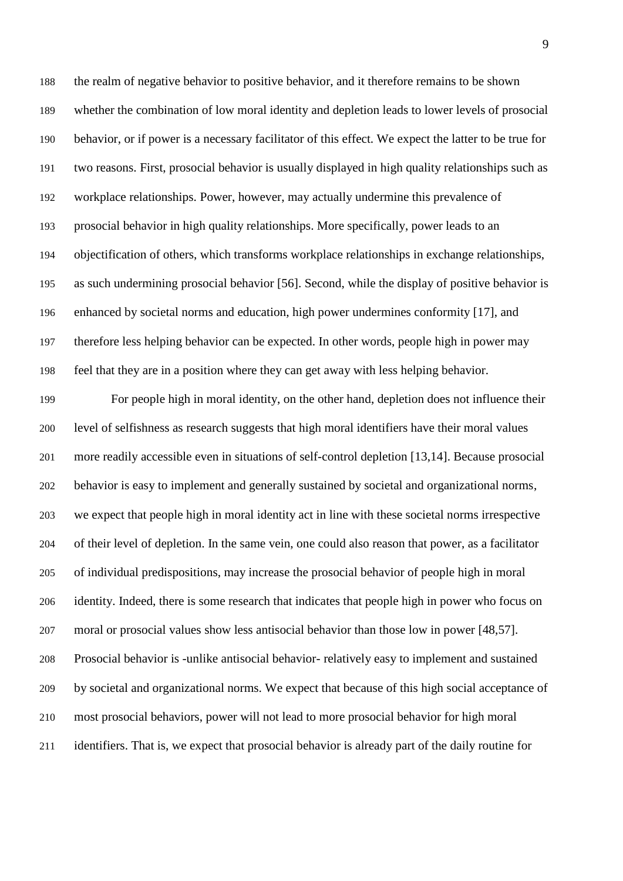the realm of negative behavior to positive behavior, and it therefore remains to be shown whether the combination of low moral identity and depletion leads to lower levels of prosocial behavior, or if power is a necessary facilitator of this effect. We expect the latter to be true for two reasons. First, prosocial behavior is usually displayed in high quality relationships such as workplace relationships. Power, however, may actually undermine this prevalence of prosocial behavior in high quality relationships. More specifically, power leads to an objectification of others, which transforms workplace relationships in exchange relationships, as such undermining prosocial behavior [56]. Second, while the display of positive behavior is enhanced by societal norms and education, high power undermines conformity [17], and therefore less helping behavior can be expected. In other words, people high in power may feel that they are in a position where they can get away with less helping behavior.

For people high in moral identity, on the other hand, depletion does not influence their level of selfishness as research suggests that high moral identifiers have their moral values more readily accessible even in situations of self-control depletion [13,14]. Because prosocial behavior is easy to implement and generally sustained by societal and organizational norms, we expect that people high in moral identity act in line with these societal norms irrespective of their level of depletion. In the same vein, one could also reason that power, as a facilitator of individual predispositions, may increase the prosocial behavior of people high in moral identity. Indeed, there is some research that indicates that people high in power who focus on moral or prosocial values show less antisocial behavior than those low in power [48,57]. Prosocial behavior is -unlike antisocial behavior- relatively easy to implement and sustained by societal and organizational norms. We expect that because of this high social acceptance of most prosocial behaviors, power will not lead to more prosocial behavior for high moral identifiers. That is, we expect that prosocial behavior is already part of the daily routine for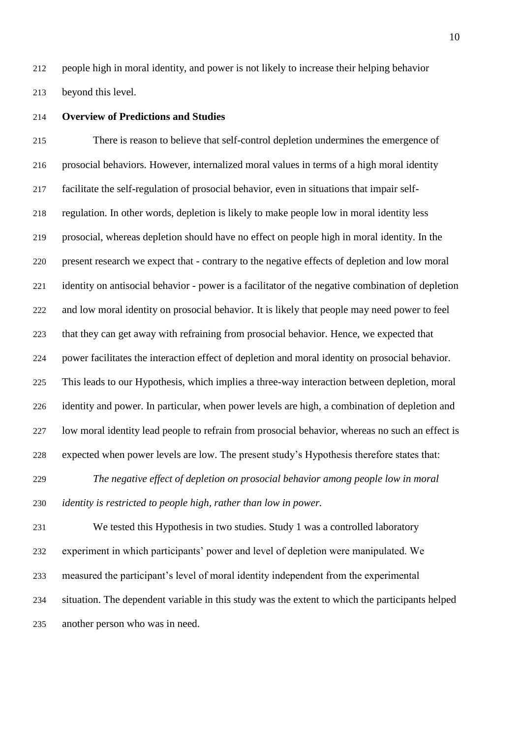people high in moral identity, and power is not likely to increase their helping behavior beyond this level.

## Overview of Predictions and Studies

There is reason to believe that self-control depletion undermines the emergence of prosocial behaviors. However, internalized moral values in terms of a high moral identity facilitate the self-regulation of prosocial behavior, even in situations that impair self-regulation. In other words, depletion is likely to make people low in moral identity less prosocial, whereas depletion should have no effect on people high in moral identity. In the present research we expect that - contrary to the negative effects of depletion and low moral identity on antisocial behavior - power is a facilitator of the negative combination of depletion and low moral identity on prosocial behavior. It is likely that people may need power to feel that they can get away with refraining from prosocial behavior. Hence, we expected that power facilitates the interaction effect of depletion and moral identity on prosocial behavior. This leads to our Hypothesis, which implies a three-way interaction between depletion, moral identity and power. In particular, when power levels are high, a combination of depletion and low moral identity lead people to refrain from prosocial behavior, whereas no such an effect is expected when power levels are low. The present study's Hypothesis therefore states that:

*The negative effect of depletion on prosocial behavior among people low in moral identity is restricted to people high, rather than low in power.*

We tested this Hypothesis in two studies. Study 1 was a controlled laboratory experiment in which participants' power and level of depletion were manipulated. We measured the participant's level of moral identity independent from the experimental situation. The dependent variable in this study was the extent to which the participants helped another person who was in need.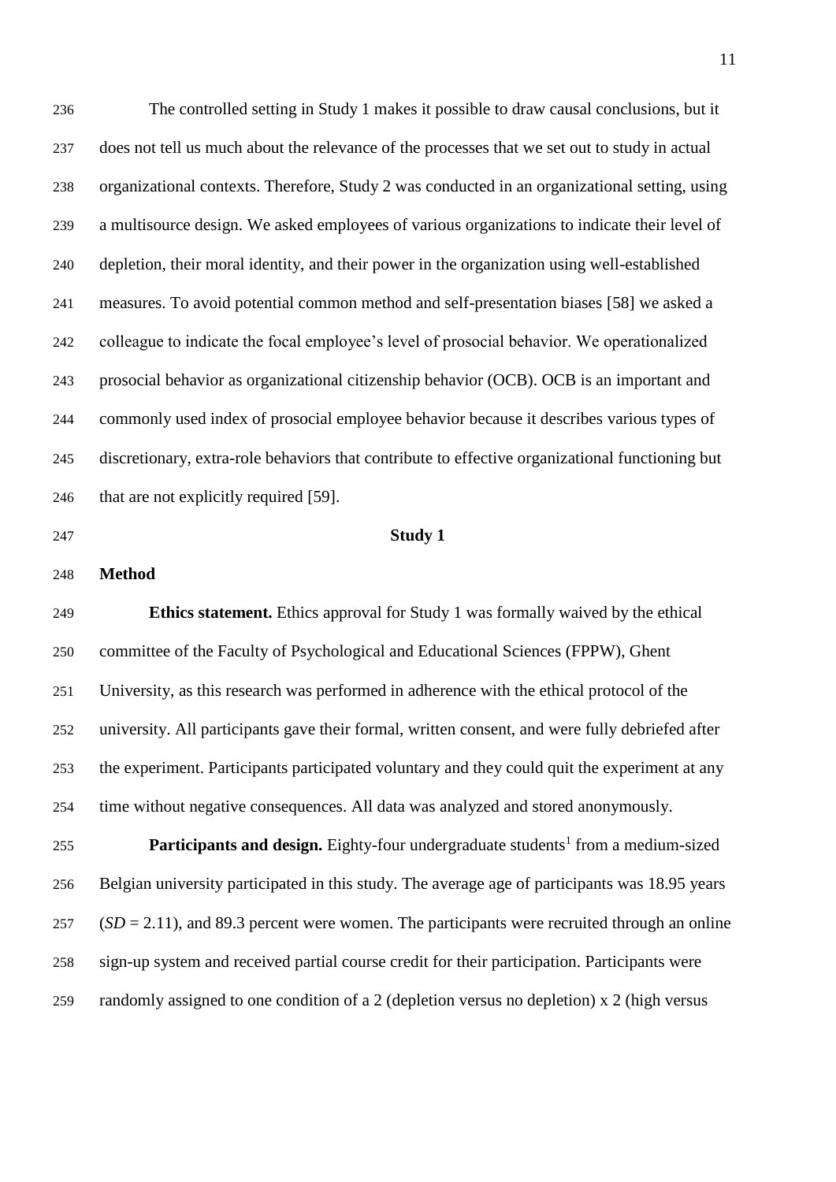The controlled setting in Study 1 makes it possible to draw causal conclusions, but it does not tell us much about the relevance of the processes that we set out to study in actual organizational contexts. Therefore, Study 2 was conducted in an organizational setting, using a multisource design. We asked employees of various organizations to indicate their level of depletion, their moral identity, and their power in the organization using well-established measures. To avoid potential common method and self-presentation biases [58] we asked a colleague to indicate the focal employee's level of prosocial behavior. We operationalized prosocial behavior as organizational citizenship behavior (OCB). OCB is an important and commonly used index of prosocial employee behavior because it describes various types of discretionary, extra-role behaviors that contribute to effective organizational functioning but that are not explicitly required [59].

## Study 1

### Method

**Ethics statement.** Ethics approval for Study 1 was formally waived by the ethical committee of the Faculty of Psychological and Educational Sciences (FPPW), Ghent University, as this research was performed in adherence with the ethical protocol of the university. All participants gave their formal, written consent, and were fully debriefed after the experiment. Participants participated voluntary and they could quit the experiment at any time without negative consequences. All data was analyzed and stored anonymously.

**Participants and design.** Eighty-four undergraduate students[1] from a medium-sized Belgian university participated in this study. The average age of participants was 18.95 years (*SD* = 2.11), and 89.3 percent were women. The participants were recruited through an online sign-up system and received partial course credit for their participation. Participants were randomly assigned to one condition of a 2 (depletion versus no depletion) x 2 (high versus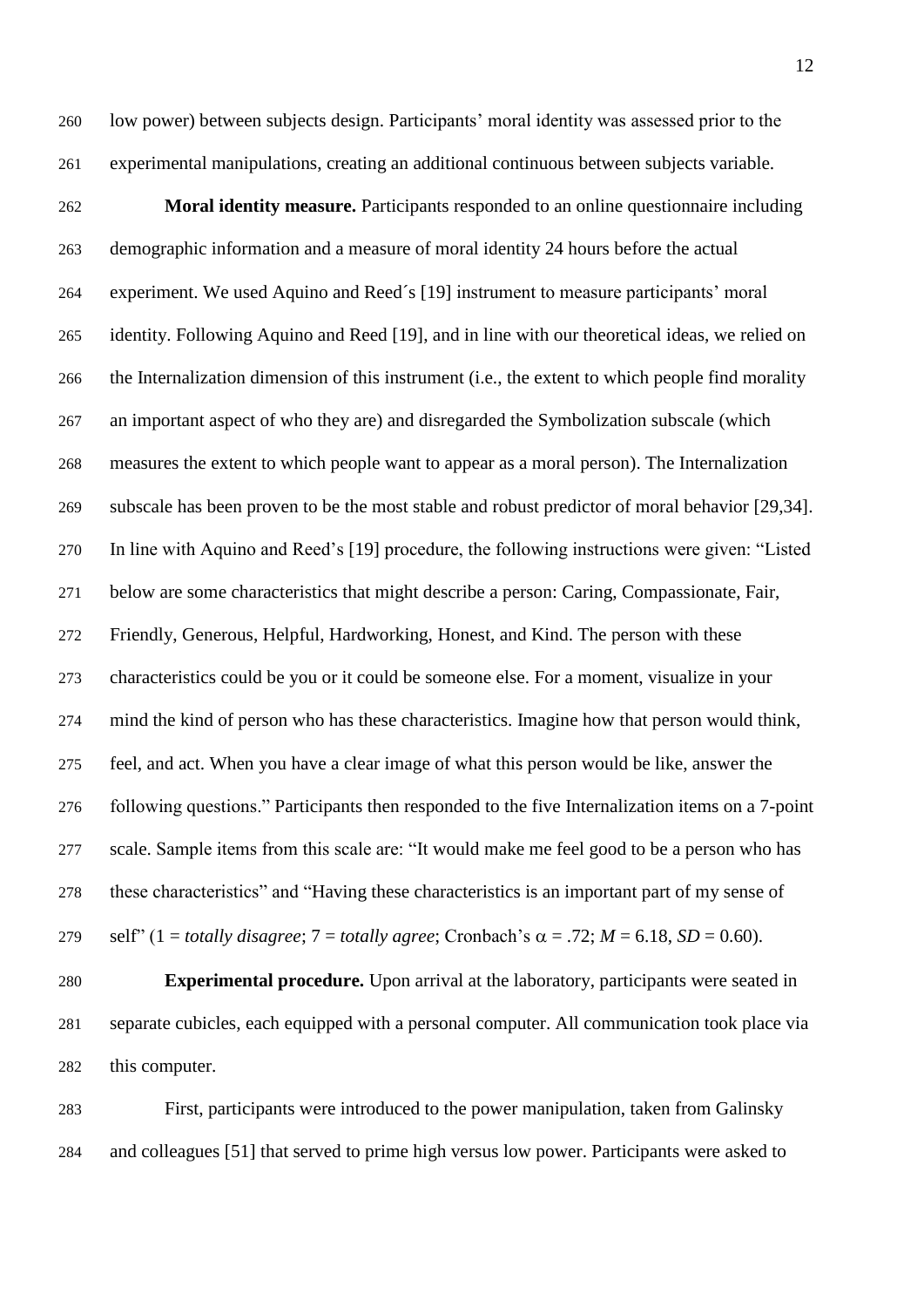low power) between subjects design. Participants' moral identity was assessed prior to the experimental manipulations, creating an additional continuous between subjects variable.

**Moral identity measure.** Participants responded to an online questionnaire including demographic information and a measure of moral identity 24 hours before the actual experiment. We used Aquino and Reed´s [19] instrument to measure participants' moral identity. Following Aquino and Reed [19], and in line with our theoretical ideas, we relied on the Internalization dimension of this instrument (i.e., the extent to which people find morality an important aspect of who they are) and disregarded the Symbolization subscale (which measures the extent to which people want to appear as a moral person). The Internalization subscale has been proven to be the most stable and robust predictor of moral behavior [29,34]. In line with Aquino and Reed's [19] procedure, the following instructions were given: "Listed below are some characteristics that might describe a person: Caring, Compassionate, Fair, Friendly, Generous, Helpful, Hardworking, Honest, and Kind. The person with these characteristics could be you or it could be someone else. For a moment, visualize in your mind the kind of person who has these characteristics. Imagine how that person would think, feel, and act. When you have a clear image of what this person would be like, answer the following questions." Participants then responded to the five Internalization items on a 7-point scale. Sample items from this scale are: "It would make me feel good to be a person who has these characteristics" and "Having these characteristics is an important part of my sense of self" (1 = *totally disagree*; 7 = *totally agree*; Cronbach's $\alpha = .72$; $M = 6.18$, $SD = 0.60$).

**Experimental procedure.** Upon arrival at the laboratory, participants were seated in separate cubicles, each equipped with a personal computer. All communication took place via this computer.

First, participants were introduced to the power manipulation, taken from Galinsky and colleagues [51] that served to prime high versus low power. Participants were asked to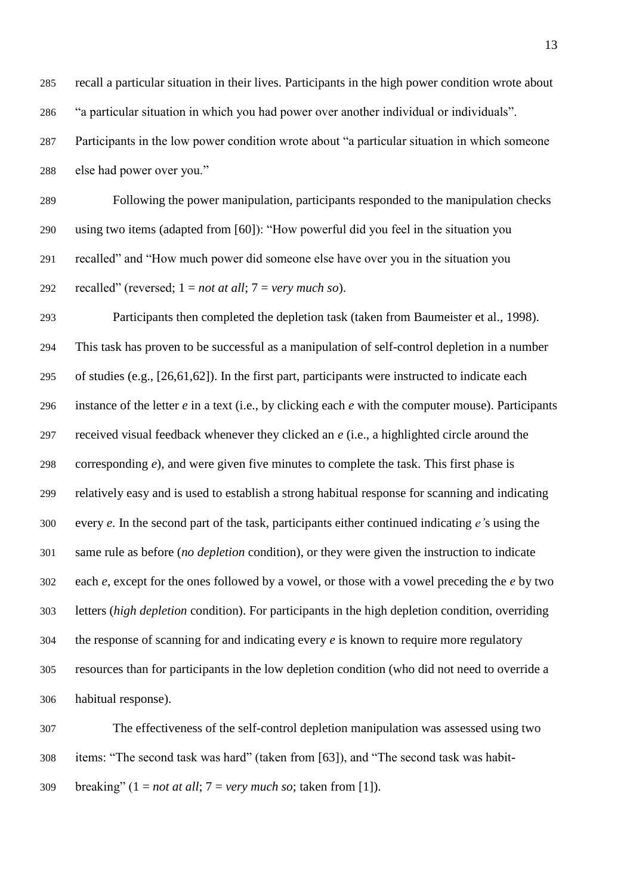recall a particular situation in their lives. Participants in the high power condition wrote about "a particular situation in which you had power over another individual or individuals". Participants in the low power condition wrote about "a particular situation in which someone else had power over you."

Following the power manipulation, participants responded to the manipulation checks using two items (adapted from [60]): "How powerful did you feel in the situation you recalled" and "How much power did someone else have over you in the situation you recalled" (reversed; 1 = *not at all*; 7 = *very much so*).

Participants then completed the depletion task (taken from Baumeister et al., 1998). This task has proven to be successful as a manipulation of self-control depletion in a number of studies (e.g., [26,61,62]). In the first part, participants were instructed to indicate each instance of the letter *e* in a text (i.e., by clicking each *e* with the computer mouse). Participants received visual feedback whenever they clicked an *e* (i.e., a highlighted circle around the corresponding *e*), and were given five minutes to complete the task. This first phase is relatively easy and is used to establish a strong habitual response for scanning and indicating every *e*. In the second part of the task, participants either continued indicating *e'*s using the same rule as before (*no depletion* condition), or they were given the instruction to indicate each *e*, except for the ones followed by a vowel, or those with a vowel preceding the *e* by two letters (*high depletion* condition). For participants in the high depletion condition, overriding the response of scanning for and indicating every *e* is known to require more regulatory resources than for participants in the low depletion condition (who did not need to override a habitual response).

The effectiveness of the self-control depletion manipulation was assessed using two items: "The second task was hard" (taken from [63]), and "The second task was habit-breaking" (1 = *not at all*; 7 = *very much so*; taken from [1]).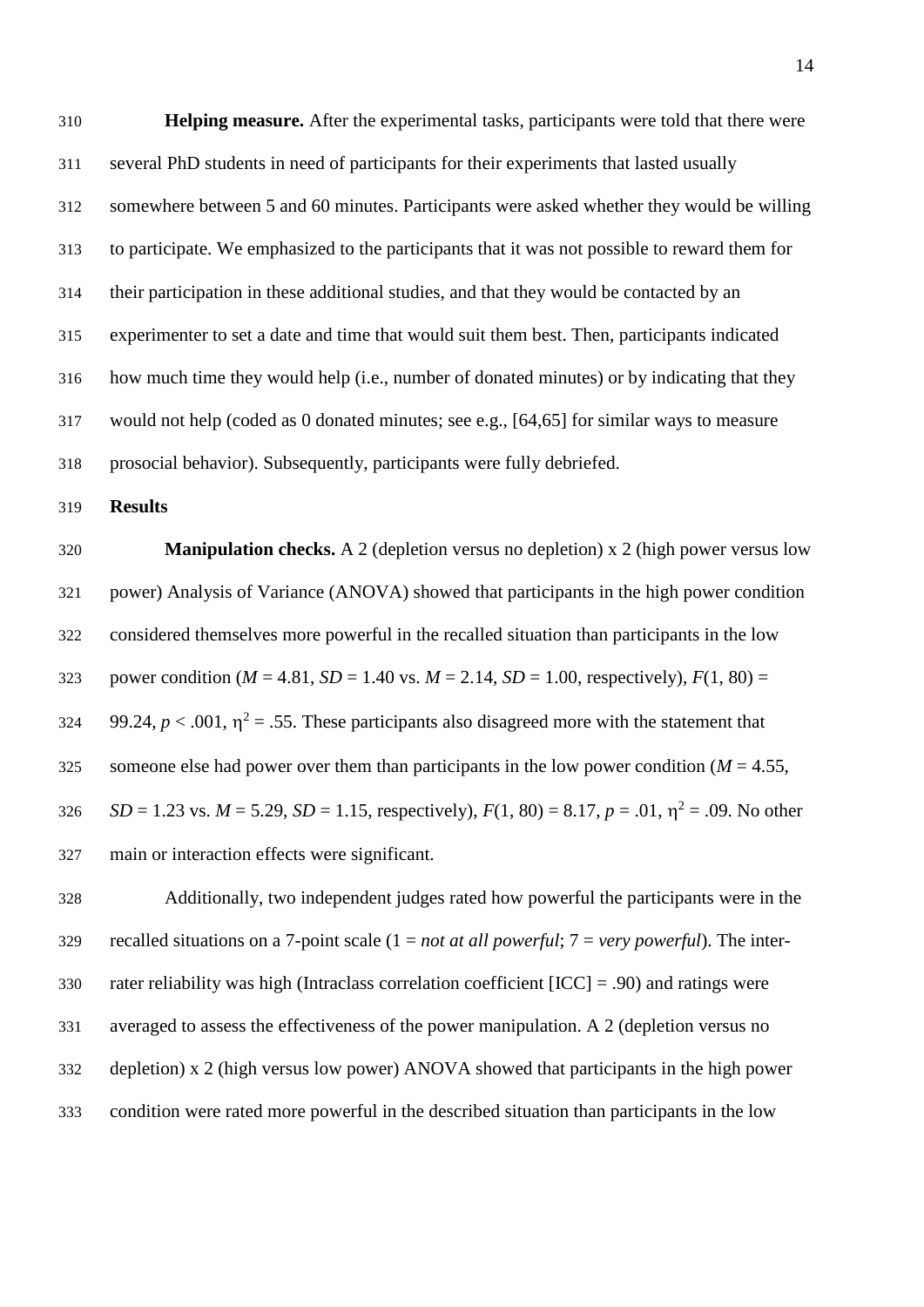**Helping measure.** After the experimental tasks, participants were told that there were several PhD students in need of participants for their experiments that lasted usually somewhere between 5 and 60 minutes. Participants were asked whether they would be willing to participate. We emphasized to the participants that it was not possible to reward them for their participation in these additional studies, and that they would be contacted by an experimenter to set a date and time that would suit them best. Then, participants indicated how much time they would help (i.e., number of donated minutes) or by indicating that they would not help (coded as 0 donated minutes; see e.g., [64,65] for similar ways to measure prosocial behavior). Subsequently, participants were fully debriefed.

**Results**

**Manipulation checks.** A 2 (depletion versus no depletion) x 2 (high power versus low power) Analysis of Variance (ANOVA) showed that participants in the high power condition considered themselves more powerful in the recalled situation than participants in the low power condition ($M$ = 4.81, $SD$ = 1.40 vs. $M$ = 2.14, $SD$ = 1.00, respectively), $F(1, 80) = 99.24$, $p < .001$, $\eta^2 = .55$. These participants also disagreed more with the statement that someone else had power over them than participants in the low power condition ($M$ = 4.55, $SD$ = 1.23 vs. $M$ = 5.29, $SD$ = 1.15, respectively), $F(1, 80) = 8.17$, $p = .01$, $\eta^2 = .09$. No other main or interaction effects were significant.

Additionally, two independent judges rated how powerful the participants were in the recalled situations on a 7-point scale (1 = *not at all powerful*; 7 = *very powerful*). The inter-rater reliability was high (Intraclass correlation coefficient [ICC] = .90) and ratings were averaged to assess the effectiveness of the power manipulation. A 2 (depletion versus no depletion) x 2 (high versus low power) ANOVA showed that participants in the high power condition were rated more powerful in the described situation than participants in the low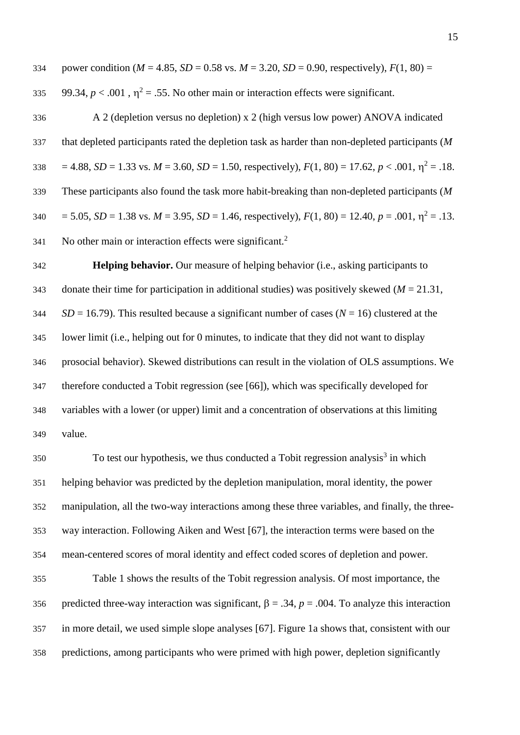power condition ($M$ = 4.85, $SD$ = 0.58 vs. $M$ = 3.20, $SD$ = 0.90, respectively), $F(1, 80) = 99.34$, $p < .001$, $\eta^2 = .55$. No other main or interaction effects were significant.

A 2 (depletion versus no depletion) x 2 (high versus low power) ANOVA indicated that depleted participants rated the depletion task as harder than non-depleted participants ($M$ = 4.88, $SD$ = 1.33 vs. $M$ = 3.60, $SD$ = 1.50, respectively), $F(1, 80) = 17.62$, $p < .001$, $\eta^2 = .18$. These participants also found the task more habit-breaking than non-depleted participants ($M$ = 5.05, $SD$ = 1.38 vs. $M$ = 3.95, $SD$ = 1.46, respectively), $F(1, 80) = 12.40$, $p = .001$, $\eta^2 = .13$. No other main or interaction effects were significant.[2]

**Helping behavior.** Our measure of helping behavior (i.e., asking participants to donate their time for participation in additional studies) was positively skewed ($M$ = 21.31, $SD$ = 16.79). This resulted because a significant number of cases ($N$ = 16) clustered at the lower limit (i.e., helping out for 0 minutes, to indicate that they did not want to display prosocial behavior). Skewed distributions can result in the violation of OLS assumptions. We therefore conducted a Tobit regression (see [66]), which was specifically developed for variables with a lower (or upper) limit and a concentration of observations at this limiting value.

To test our hypothesis, we thus conducted a Tobit regression analysis[3] in which helping behavior was predicted by the depletion manipulation, moral identity, the power manipulation, all the two-way interactions among these three variables, and finally, the three-way interaction. Following Aiken and West [67], the interaction terms were based on the mean-centered scores of moral identity and effect coded scores of depletion and power.

Table 1 shows the results of the Tobit regression analysis. Of most importance, the predicted three-way interaction was significant, $\beta = .34$, $p = .004$. To analyze this interaction in more detail, we used simple slope analyses [67]. Figure 1a shows that, consistent with our predictions, among participants who were primed with high power, depletion significantly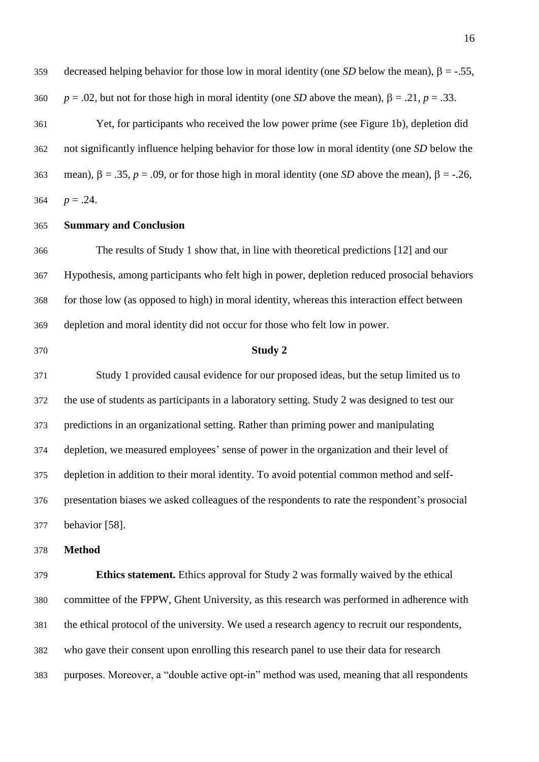decreased helping behavior for those low in moral identity (one *SD* below the mean), $\beta = -.55$, $p = .02$, but not for those high in moral identity (one *SD* above the mean), $\beta = .21$, $p = .33$.

Yet, for participants who received the low power prime (see Figure 1b), depletion did not significantly influence helping behavior for those low in moral identity (one *SD* below the mean), $\beta = .35$, $p = .09$, or for those high in moral identity (one *SD* above the mean), $\beta = -.26$, $p = .24$.

## Summary and Conclusion

The results of Study 1 show that, in line with theoretical predictions [12] and our Hypothesis, among participants who felt high in power, depletion reduced prosocial behaviors for those low (as opposed to high) in moral identity, whereas this interaction effect between depletion and moral identity did not occur for those who felt low in power.

# Study 2

Study 1 provided causal evidence for our proposed ideas, but the setup limited us to the use of students as participants in a laboratory setting. Study 2 was designed to test our predictions in an organizational setting. Rather than priming power and manipulating depletion, we measured employees' sense of power in the organization and their level of depletion in addition to their moral identity. To avoid potential common method and self-presentation biases we asked colleagues of the respondents to rate the respondent's prosocial behavior [58].

## Method

**Ethics statement.** Ethics approval for Study 2 was formally waived by the ethical committee of the FPPW, Ghent University, as this research was performed in adherence with the ethical protocol of the university. We used a research agency to recruit our respondents, who gave their consent upon enrolling this research panel to use their data for research purposes. Moreover, a "double active opt-in" method was used, meaning that all respondents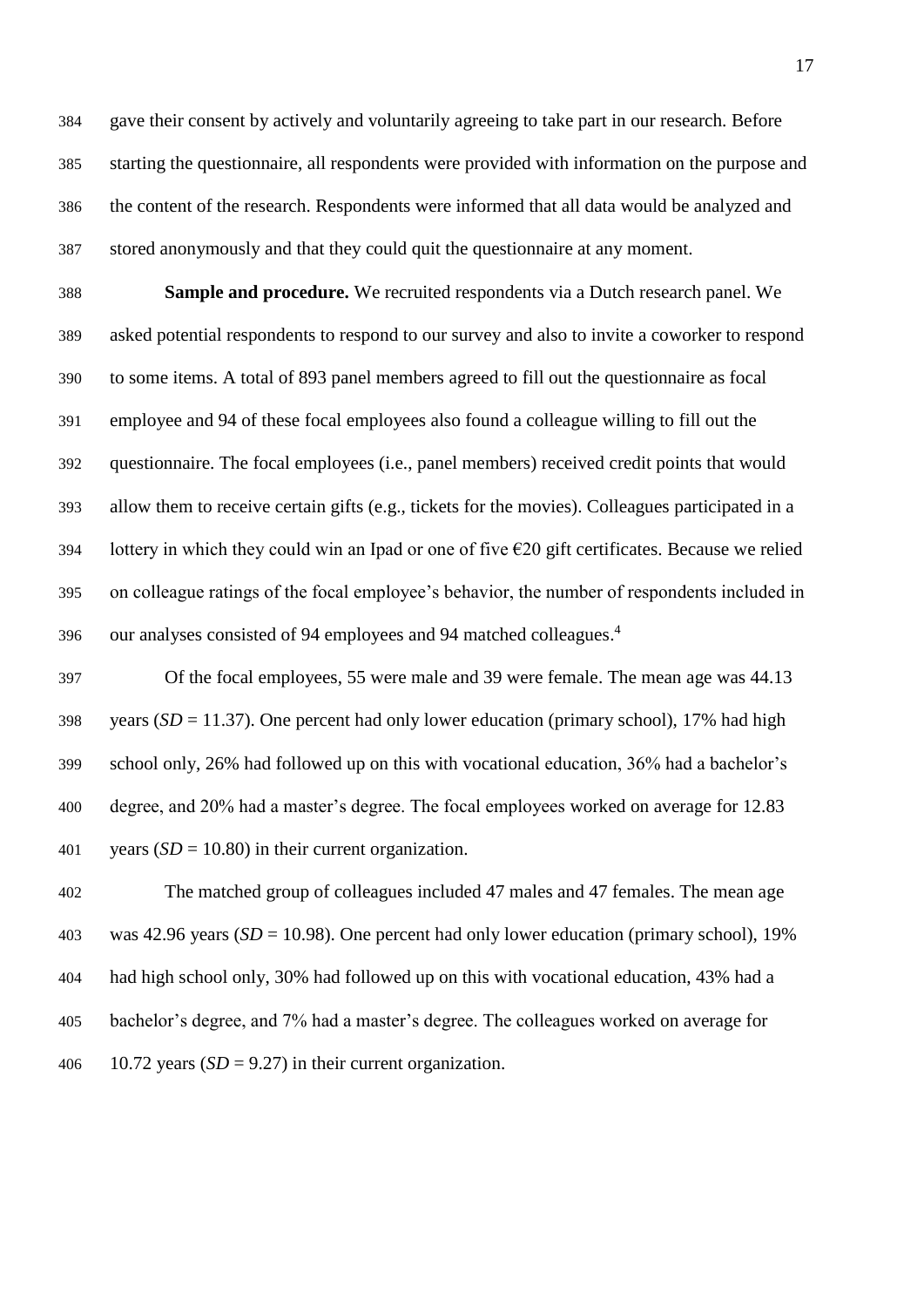gave their consent by actively and voluntarily agreeing to take part in our research. Before starting the questionnaire, all respondents were provided with information on the purpose and the content of the research. Respondents were informed that all data would be analyzed and stored anonymously and that they could quit the questionnaire at any moment.

**Sample and procedure.** We recruited respondents via a Dutch research panel. We asked potential respondents to respond to our survey and also to invite a coworker to respond to some items. A total of 893 panel members agreed to fill out the questionnaire as focal employee and 94 of these focal employees also found a colleague willing to fill out the questionnaire. The focal employees (i.e., panel members) received credit points that would allow them to receive certain gifts (e.g., tickets for the movies). Colleagues participated in a lottery in which they could win an Ipad or one of five €20 gift certificates. Because we relied on colleague ratings of the focal employee's behavior, the number of respondents included in our analyses consisted of 94 employees and 94 matched colleagues.[4]

Of the focal employees, 55 were male and 39 were female. The mean age was 44.13 years (*SD* = 11.37). One percent had only lower education (primary school), 17% had high school only, 26% had followed up on this with vocational education, 36% had a bachelor's degree, and 20% had a master's degree. The focal employees worked on average for 12.83 years (*SD* = 10.80) in their current organization.

The matched group of colleagues included 47 males and 47 females. The mean age was 42.96 years (*SD* = 10.98). One percent had only lower education (primary school), 19% had high school only, 30% had followed up on this with vocational education, 43% had a bachelor's degree, and 7% had a master's degree. The colleagues worked on average for 10.72 years (*SD* = 9.27) in their current organization.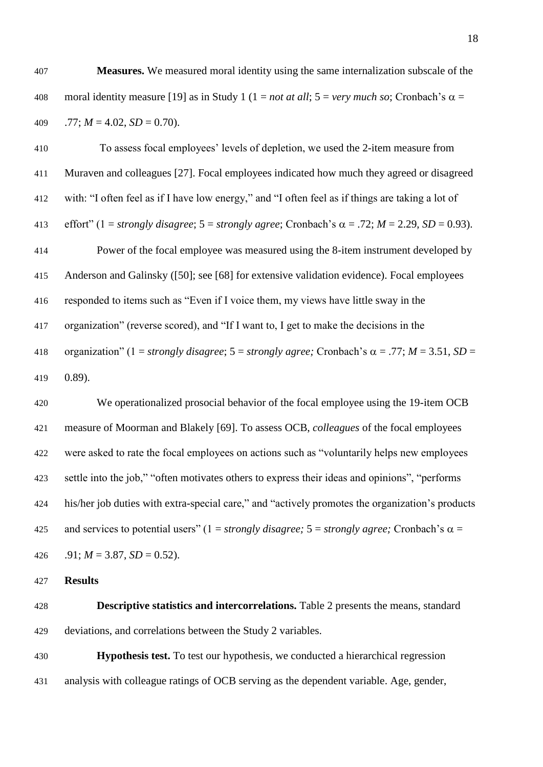**Measures.** We measured moral identity using the same internalization subscale of the moral identity measure [19] as in Study 1 (1 = *not at all*; 5 = *very much so*; Cronbach's $\alpha$ = .77; $M$ = 4.02, $SD$ = 0.70).

To assess focal employees' levels of depletion, we used the 2-item measure from Muraven and colleagues [27]. Focal employees indicated how much they agreed or disagreed with: "I often feel as if I have low energy," and "I often feel as if things are taking a lot of effort" (1 = *strongly disagree*; 5 = *strongly agree*; Cronbach's $\alpha$ = .72; $M$ = 2.29, $SD$ = 0.93).

Power of the focal employee was measured using the 8-item instrument developed by Anderson and Galinsky ([50]; see [68] for extensive validation evidence). Focal employees responded to items such as "Even if I voice them, my views have little sway in the organization" (reverse scored), and "If I want to, I get to make the decisions in the organization" (1 = *strongly disagree*; 5 = *strongly agree;* Cronbach's $\alpha$ = .77; $M$ = 3.51, $SD$ = 0.89).

We operationalized prosocial behavior of the focal employee using the 19-item OCB measure of Moorman and Blakely [69]. To assess OCB, *colleagues* of the focal employees were asked to rate the focal employees on actions such as "voluntarily helps new employees settle into the job," "often motivates others to express their ideas and opinions", "performs his/her job duties with extra-special care," and "actively promotes the organization's products and services to potential users" (1 = *strongly disagree;* 5 = *strongly agree;* Cronbach's $\alpha$ = .91; $M$ = 3.87, $SD$ = 0.52).

**Results**

**Descriptive statistics and intercorrelations.** Table 2 presents the means, standard deviations, and correlations between the Study 2 variables.

**Hypothesis test.** To test our hypothesis, we conducted a hierarchical regression analysis with colleague ratings of OCB serving as the dependent variable. Age, gender,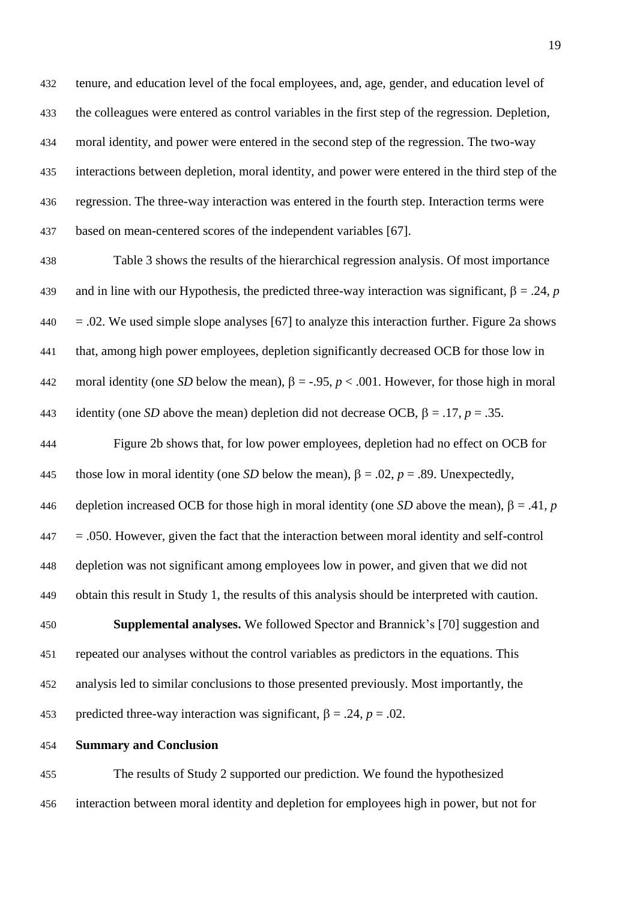tenure, and education level of the focal employees, and, age, gender, and education level of the colleagues were entered as control variables in the first step of the regression. Depletion, moral identity, and power were entered in the second step of the regression. The two-way interactions between depletion, moral identity, and power were entered in the third step of the regression. The three-way interaction was entered in the fourth step. Interaction terms were based on mean-centered scores of the independent variables [67].

Table 3 shows the results of the hierarchical regression analysis. Of most importance and in line with our Hypothesis, the predicted three-way interaction was significant, $\beta = .24$, $p = .02$. We used simple slope analyses [67] to analyze this interaction further. Figure 2a shows that, among high power employees, depletion significantly decreased OCB for those low in moral identity (one *SD* below the mean), $\beta = -.95$, $p < .001$. However, for those high in moral identity (one *SD* above the mean) depletion did not decrease OCB, $\beta = .17$, $p = .35$.

Figure 2b shows that, for low power employees, depletion had no effect on OCB for those low in moral identity (one *SD* below the mean), $\beta = .02$, $p = .89$. Unexpectedly, depletion increased OCB for those high in moral identity (one *SD* above the mean), $\beta = .41$, $p = .050$. However, given the fact that the interaction between moral identity and self-control depletion was not significant among employees low in power, and given that we did not obtain this result in Study 1, the results of this analysis should be interpreted with caution.

**Supplemental analyses.** We followed Spector and Brannick's [70] suggestion and repeated our analyses without the control variables as predictors in the equations. This analysis led to similar conclusions to those presented previously. Most importantly, the predicted three-way interaction was significant, $\beta = .24$, $p = .02$.

**Summary and Conclusion**

The results of Study 2 supported our prediction. We found the hypothesized interaction between moral identity and depletion for employees high in power, but not for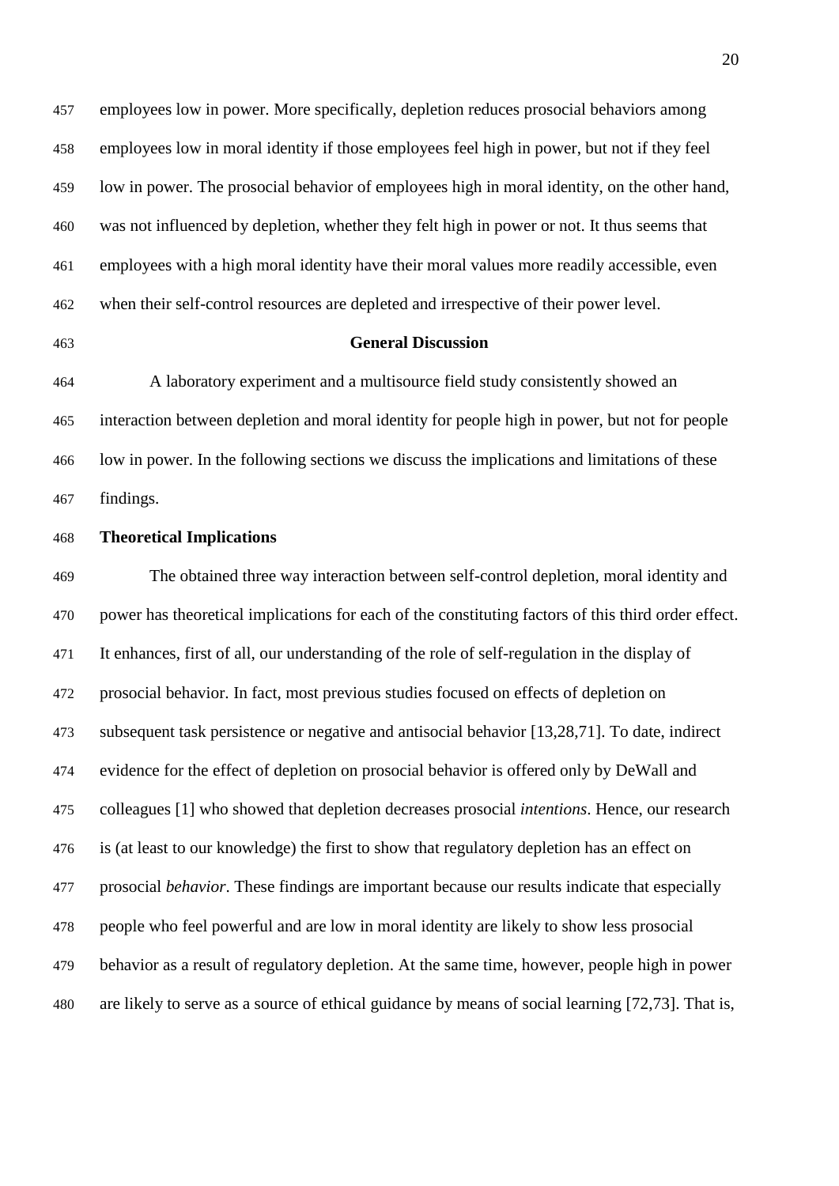employees low in power. More specifically, depletion reduces prosocial behaviors among employees low in moral identity if those employees feel high in power, but not if they feel low in power. The prosocial behavior of employees high in moral identity, on the other hand, was not influenced by depletion, whether they felt high in power or not. It thus seems that employees with a high moral identity have their moral values more readily accessible, even when their self-control resources are depleted and irrespective of their power level.

## General Discussion

A laboratory experiment and a multisource field study consistently showed an interaction between depletion and moral identity for people high in power, but not for people low in power. In the following sections we discuss the implications and limitations of these findings.

### Theoretical Implications

The obtained three way interaction between self-control depletion, moral identity and power has theoretical implications for each of the constituting factors of this third order effect. It enhances, first of all, our understanding of the role of self-regulation in the display of prosocial behavior. In fact, most previous studies focused on effects of depletion on subsequent task persistence or negative and antisocial behavior [13,28,71]. To date, indirect evidence for the effect of depletion on prosocial behavior is offered only by DeWall and colleagues [1] who showed that depletion decreases prosocial *intentions*. Hence, our research is (at least to our knowledge) the first to show that regulatory depletion has an effect on prosocial *behavior*. These findings are important because our results indicate that especially people who feel powerful and are low in moral identity are likely to show less prosocial behavior as a result of regulatory depletion. At the same time, however, people high in power are likely to serve as a source of ethical guidance by means of social learning [72,73]. That is,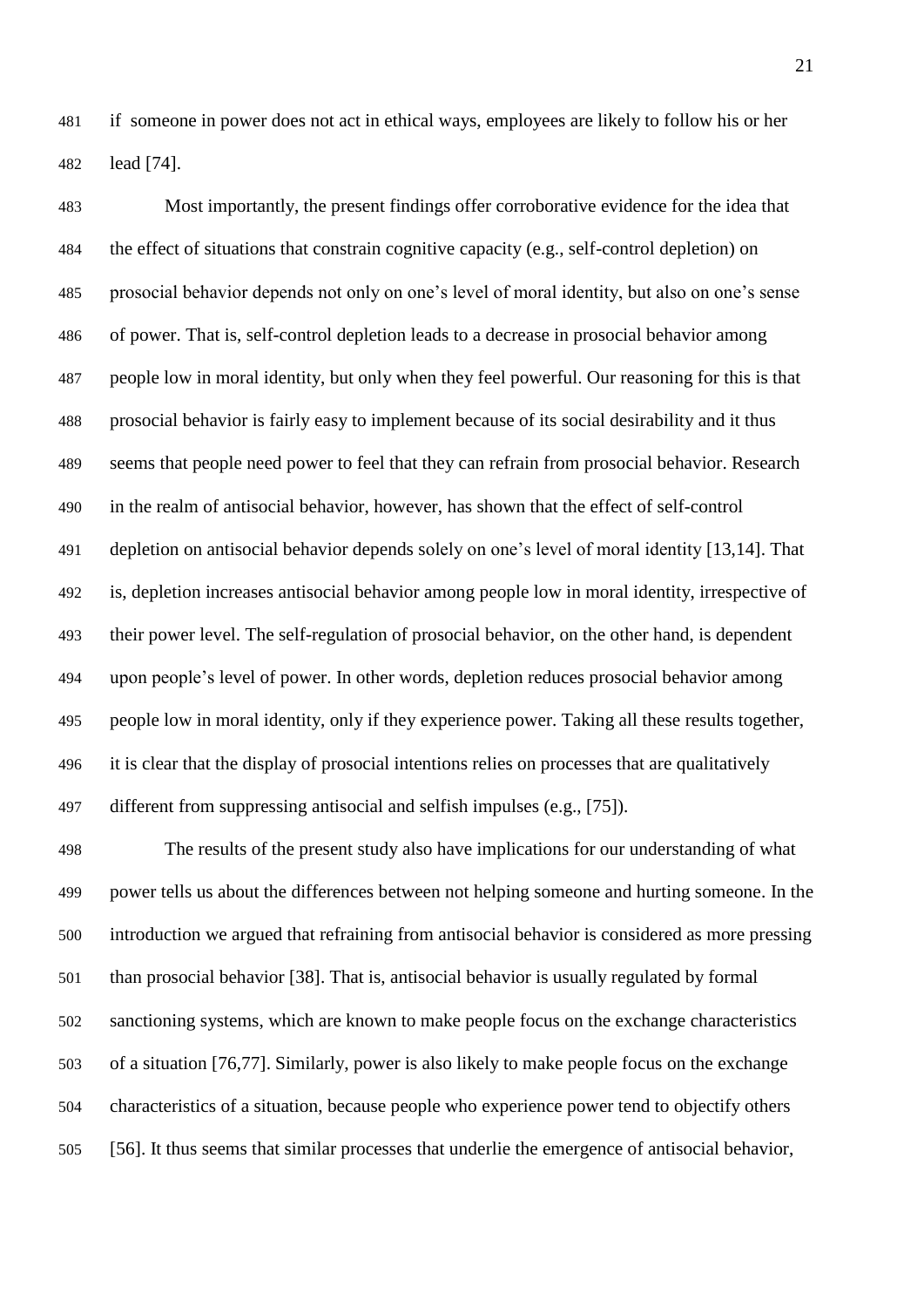if someone in power does not act in ethical ways, employees are likely to follow his or her lead [74].

Most importantly, the present findings offer corroborative evidence for the idea that the effect of situations that constrain cognitive capacity (e.g., self-control depletion) on prosocial behavior depends not only on one's level of moral identity, but also on one's sense of power. That is, self-control depletion leads to a decrease in prosocial behavior among people low in moral identity, but only when they feel powerful. Our reasoning for this is that prosocial behavior is fairly easy to implement because of its social desirability and it thus seems that people need power to feel that they can refrain from prosocial behavior. Research in the realm of antisocial behavior, however, has shown that the effect of self-control depletion on antisocial behavior depends solely on one's level of moral identity [13,14]. That is, depletion increases antisocial behavior among people low in moral identity, irrespective of their power level. The self-regulation of prosocial behavior, on the other hand, is dependent upon people's level of power. In other words, depletion reduces prosocial behavior among people low in moral identity, only if they experience power. Taking all these results together, it is clear that the display of prosocial intentions relies on processes that are qualitatively different from suppressing antisocial and selfish impulses (e.g., [75]).

The results of the present study also have implications for our understanding of what power tells us about the differences between not helping someone and hurting someone. In the introduction we argued that refraining from antisocial behavior is considered as more pressing than prosocial behavior [38]. That is, antisocial behavior is usually regulated by formal sanctioning systems, which are known to make people focus on the exchange characteristics of a situation [76,77]. Similarly, power is also likely to make people focus on the exchange characteristics of a situation, because people who experience power tend to objectify others [56]. It thus seems that similar processes that underlie the emergence of antisocial behavior,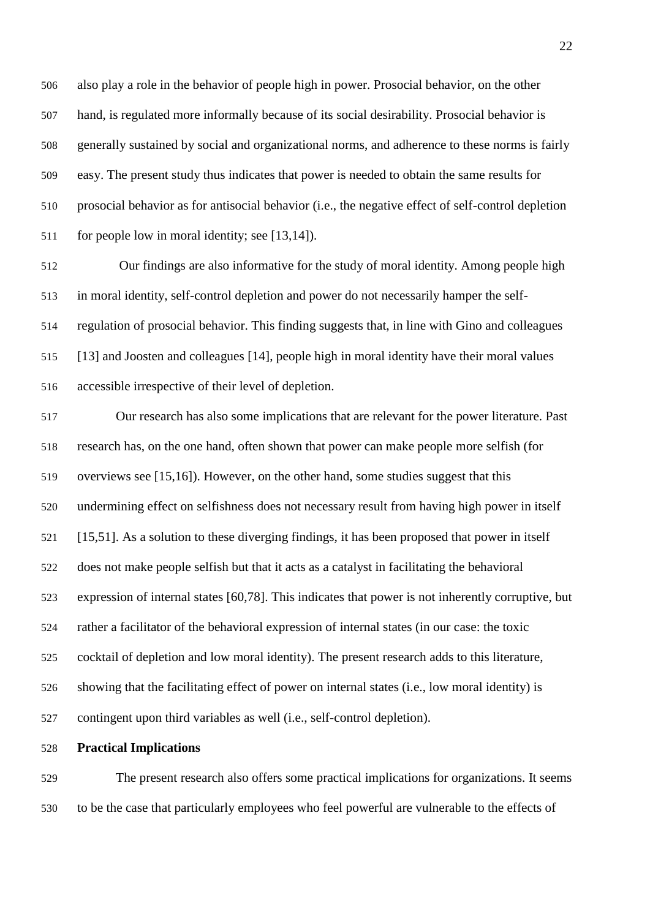also play a role in the behavior of people high in power. Prosocial behavior, on the other hand, is regulated more informally because of its social desirability. Prosocial behavior is generally sustained by social and organizational norms, and adherence to these norms is fairly easy. The present study thus indicates that power is needed to obtain the same results for prosocial behavior as for antisocial behavior (i.e., the negative effect of self-control depletion for people low in moral identity; see [13,14]).

Our findings are also informative for the study of moral identity. Among people high in moral identity, self-control depletion and power do not necessarily hamper the self-regulation of prosocial behavior. This finding suggests that, in line with Gino and colleagues [13] and Joosten and colleagues [14], people high in moral identity have their moral values accessible irrespective of their level of depletion.

Our research has also some implications that are relevant for the power literature. Past research has, on the one hand, often shown that power can make people more selfish (for overviews see [15,16]). However, on the other hand, some studies suggest that this undermining effect on selfishness does not necessary result from having high power in itself [15,51]. As a solution to these diverging findings, it has been proposed that power in itself does not make people selfish but that it acts as a catalyst in facilitating the behavioral expression of internal states [60,78]. This indicates that power is not inherently corruptive, but rather a facilitator of the behavioral expression of internal states (in our case: the toxic cocktail of depletion and low moral identity). The present research adds to this literature, showing that the facilitating effect of power on internal states (i.e., low moral identity) is contingent upon third variables as well (i.e., self-control depletion).

**Practical Implications**

The present research also offers some practical implications for organizations. It seems to be the case that particularly employees who feel powerful are vulnerable to the effects of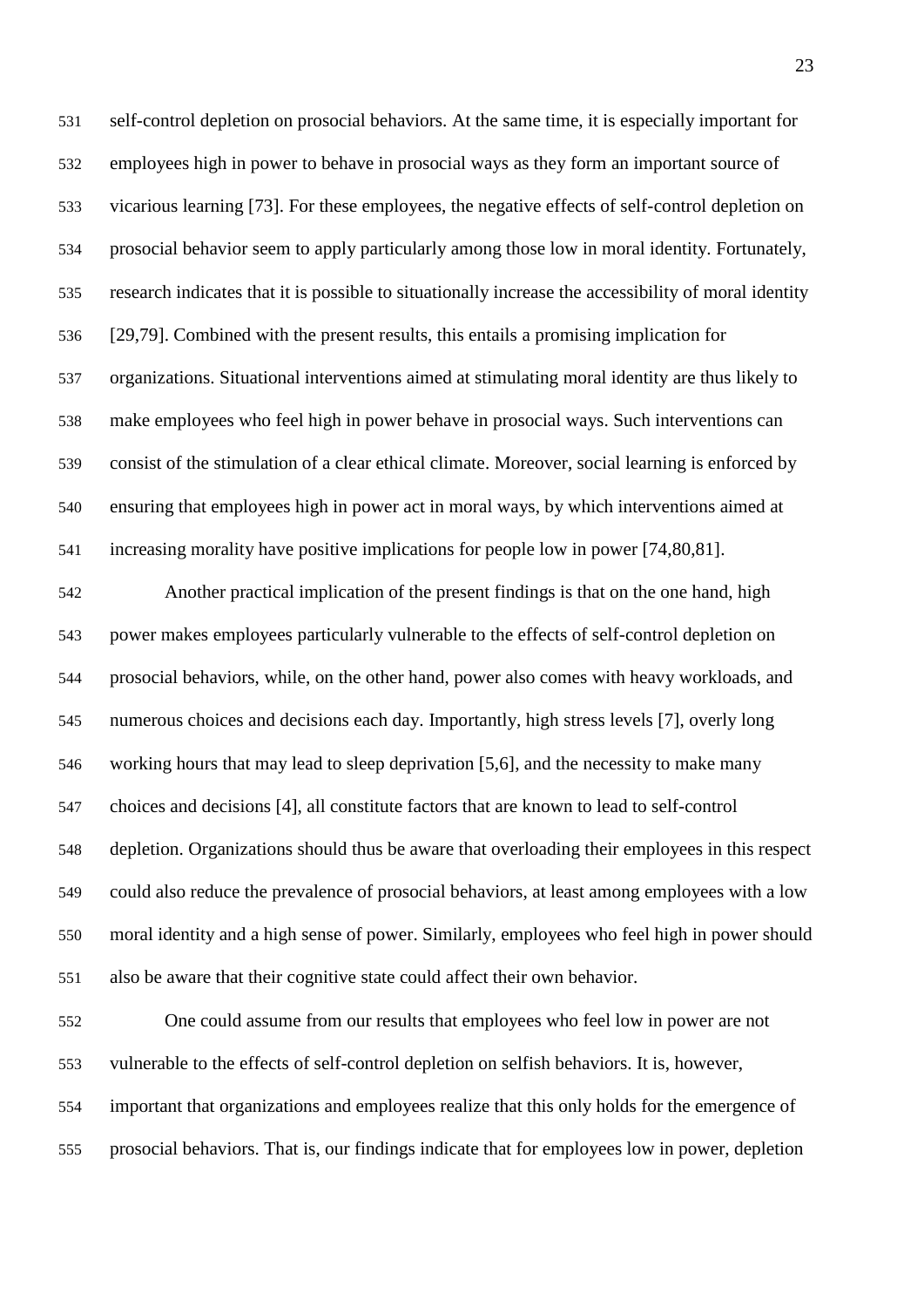self-control depletion on prosocial behaviors. At the same time, it is especially important for employees high in power to behave in prosocial ways as they form an important source of vicarious learning [73]. For these employees, the negative effects of self-control depletion on prosocial behavior seem to apply particularly among those low in moral identity. Fortunately, research indicates that it is possible to situationally increase the accessibility of moral identity [29,79]. Combined with the present results, this entails a promising implication for organizations. Situational interventions aimed at stimulating moral identity are thus likely to make employees who feel high in power behave in prosocial ways. Such interventions can consist of the stimulation of a clear ethical climate. Moreover, social learning is enforced by ensuring that employees high in power act in moral ways, by which interventions aimed at increasing morality have positive implications for people low in power [74,80,81].

Another practical implication of the present findings is that on the one hand, high power makes employees particularly vulnerable to the effects of self-control depletion on prosocial behaviors, while, on the other hand, power also comes with heavy workloads, and numerous choices and decisions each day. Importantly, high stress levels [7], overly long working hours that may lead to sleep deprivation [5,6], and the necessity to make many choices and decisions [4], all constitute factors that are known to lead to self-control depletion. Organizations should thus be aware that overloading their employees in this respect could also reduce the prevalence of prosocial behaviors, at least among employees with a low moral identity and a high sense of power. Similarly, employees who feel high in power should also be aware that their cognitive state could affect their own behavior.

One could assume from our results that employees who feel low in power are not vulnerable to the effects of self-control depletion on selfish behaviors. It is, however, important that organizations and employees realize that this only holds for the emergence of prosocial behaviors. That is, our findings indicate that for employees low in power, depletion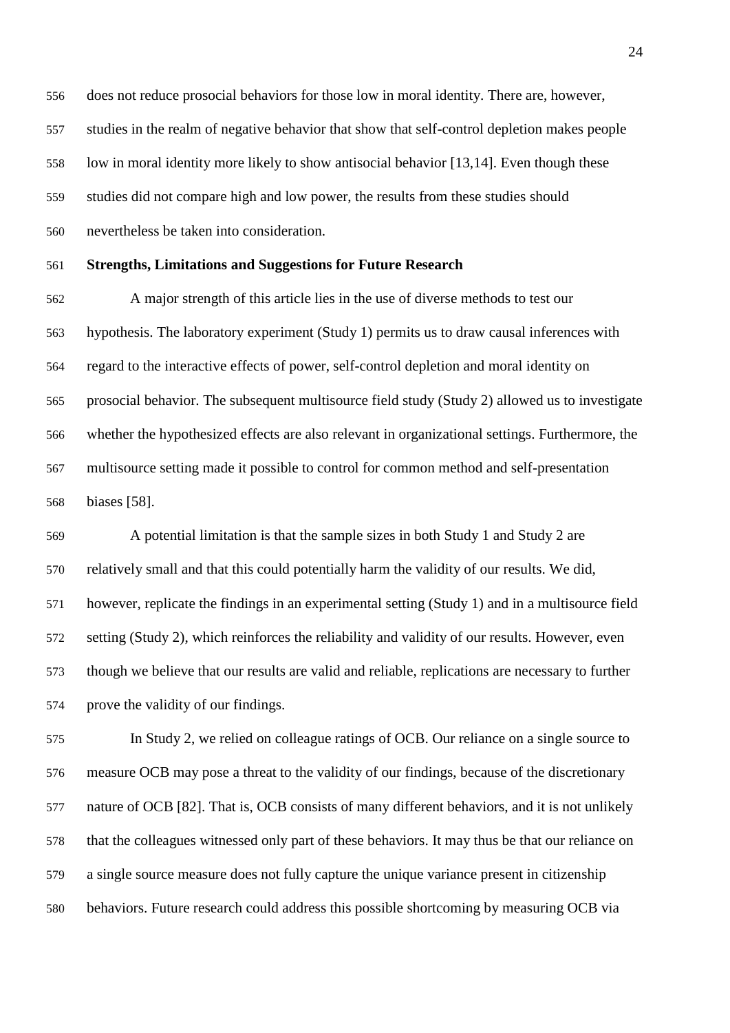does not reduce prosocial behaviors for those low in moral identity. There are, however, studies in the realm of negative behavior that show that self-control depletion makes people low in moral identity more likely to show antisocial behavior [13,14]. Even though these studies did not compare high and low power, the results from these studies should nevertheless be taken into consideration.

**Strengths, Limitations and Suggestions for Future Research**

A major strength of this article lies in the use of diverse methods to test our hypothesis. The laboratory experiment (Study 1) permits us to draw causal inferences with regard to the interactive effects of power, self-control depletion and moral identity on prosocial behavior. The subsequent multisource field study (Study 2) allowed us to investigate whether the hypothesized effects are also relevant in organizational settings. Furthermore, the multisource setting made it possible to control for common method and self-presentation biases [58].

A potential limitation is that the sample sizes in both Study 1 and Study 2 are relatively small and that this could potentially harm the validity of our results. We did, however, replicate the findings in an experimental setting (Study 1) and in a multisource field setting (Study 2), which reinforces the reliability and validity of our results. However, even though we believe that our results are valid and reliable, replications are necessary to further prove the validity of our findings.

In Study 2, we relied on colleague ratings of OCB. Our reliance on a single source to measure OCB may pose a threat to the validity of our findings, because of the discretionary nature of OCB [82]. That is, OCB consists of many different behaviors, and it is not unlikely that the colleagues witnessed only part of these behaviors. It may thus be that our reliance on a single source measure does not fully capture the unique variance present in citizenship behaviors. Future research could address this possible shortcoming by measuring OCB via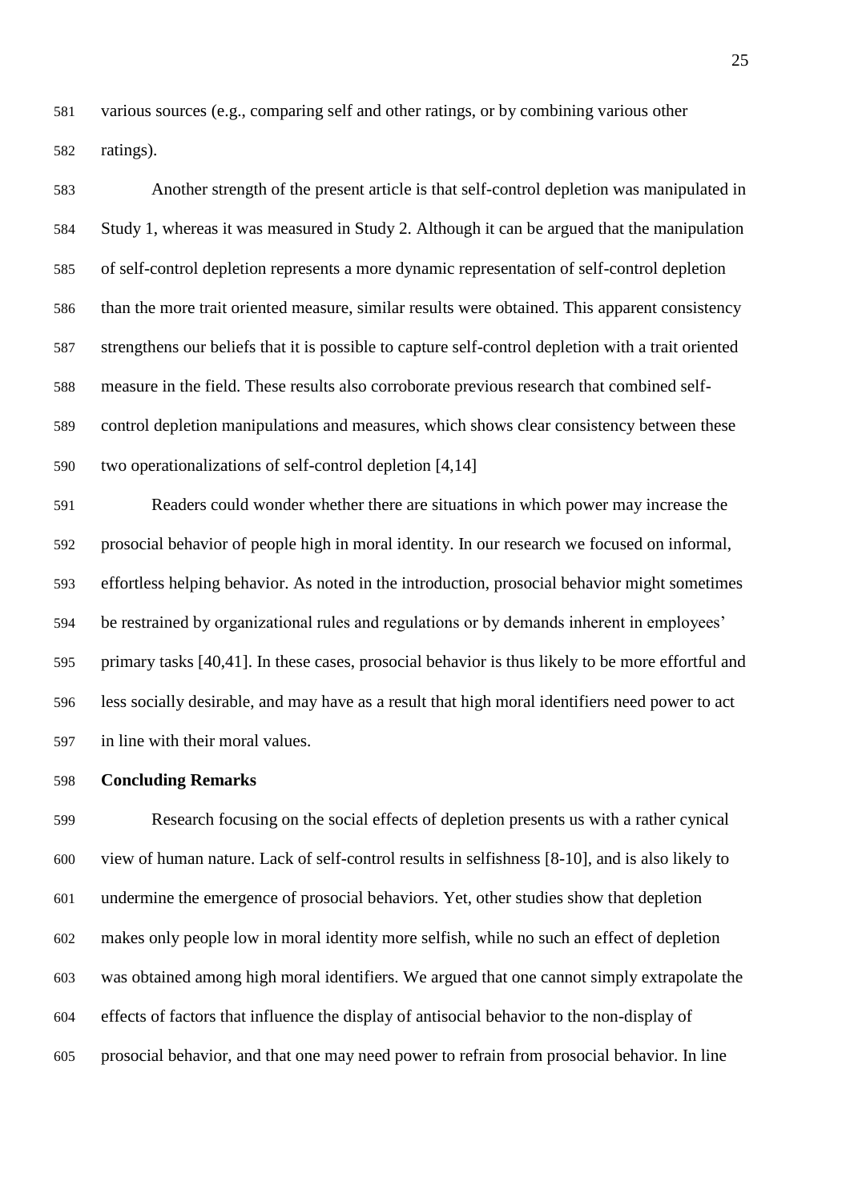various sources (e.g., comparing self and other ratings, or by combining various other ratings).

Another strength of the present article is that self-control depletion was manipulated in Study 1, whereas it was measured in Study 2. Although it can be argued that the manipulation of self-control depletion represents a more dynamic representation of self-control depletion than the more trait oriented measure, similar results were obtained. This apparent consistency strengthens our beliefs that it is possible to capture self-control depletion with a trait oriented measure in the field. These results also corroborate previous research that combined self-control depletion manipulations and measures, which shows clear consistency between these two operationalizations of self-control depletion [4,14]

Readers could wonder whether there are situations in which power may increase the prosocial behavior of people high in moral identity. In our research we focused on informal, effortless helping behavior. As noted in the introduction, prosocial behavior might sometimes be restrained by organizational rules and regulations or by demands inherent in employees' primary tasks [40,41]. In these cases, prosocial behavior is thus likely to be more effortful and less socially desirable, and may have as a result that high moral identifiers need power to act in line with their moral values.

## Concluding Remarks

Research focusing on the social effects of depletion presents us with a rather cynical view of human nature. Lack of self-control results in selfishness [8-10], and is also likely to undermine the emergence of prosocial behaviors. Yet, other studies show that depletion makes only people low in moral identity more selfish, while no such an effect of depletion was obtained among high moral identifiers. We argued that one cannot simply extrapolate the effects of factors that influence the display of antisocial behavior to the non-display of prosocial behavior, and that one may need power to refrain from prosocial behavior. In line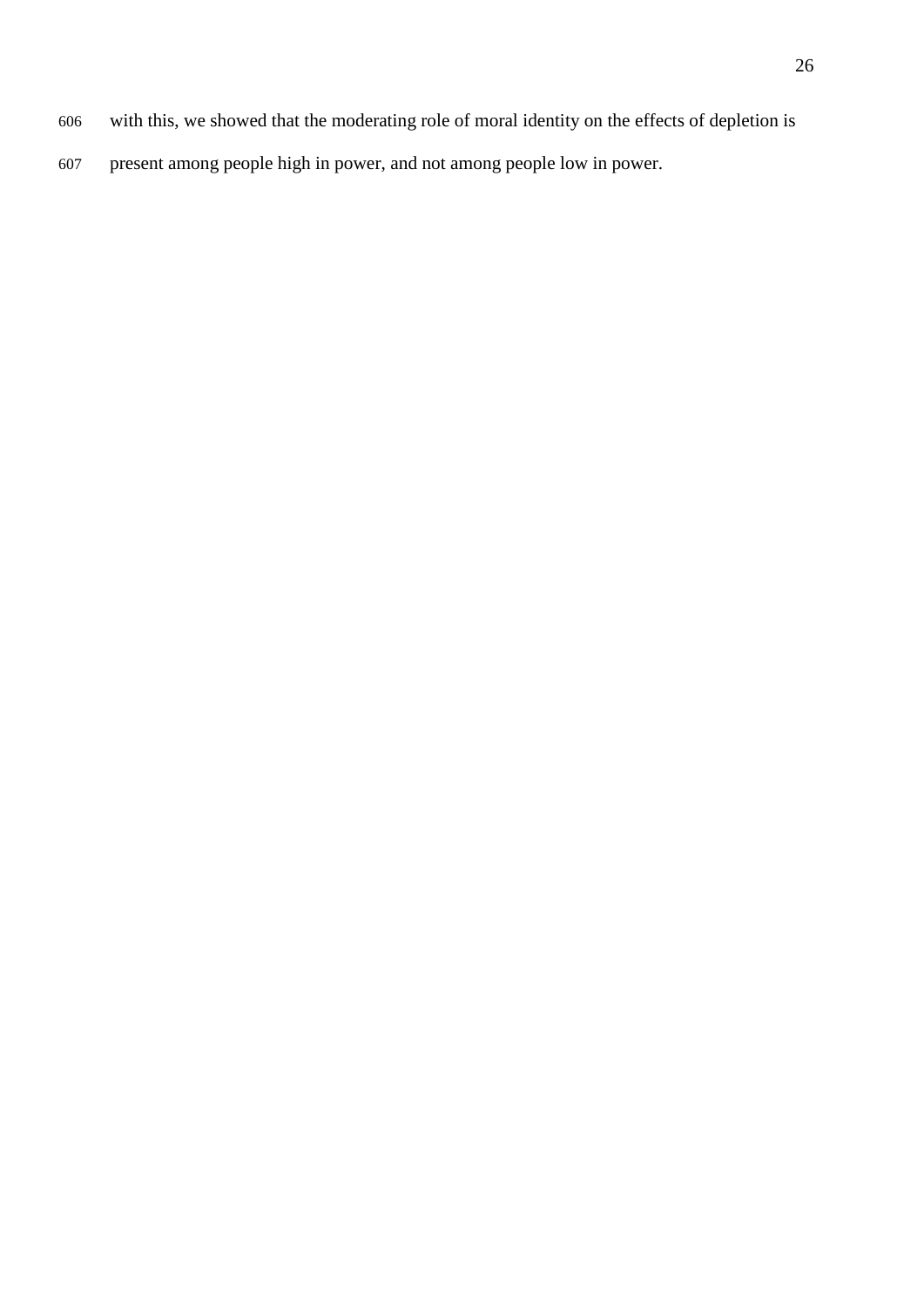with this, we showed that the moderating role of moral identity on the effects of depletion is present among people high in power, and not among people low in power.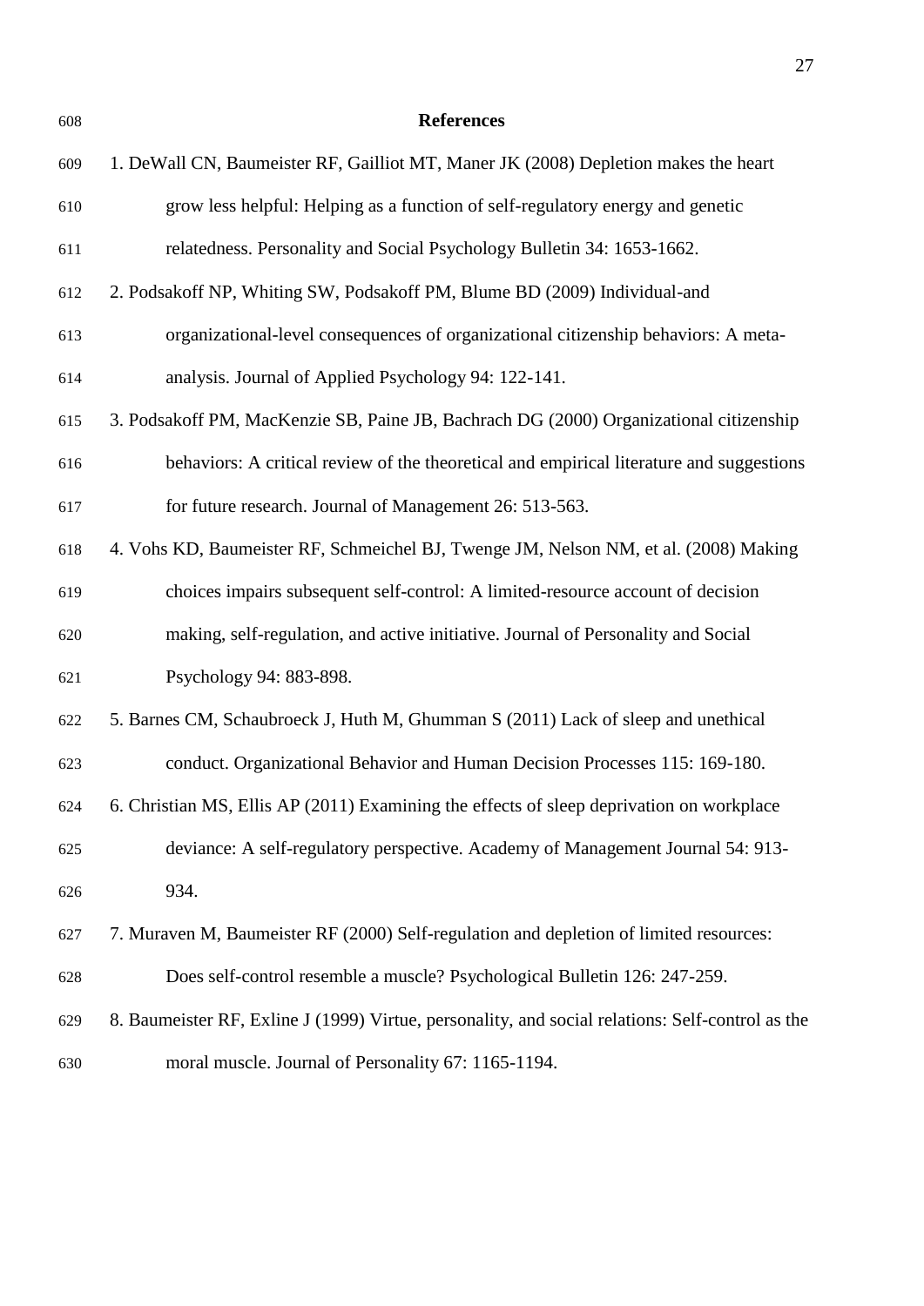## References

1. DeWall CN, Baumeister RF, Gailliot MT, Maner JK (2008) Depletion makes the heart grow less helpful: Helping as a function of self-regulatory energy and genetic relatedness. Personality and Social Psychology Bulletin 34: 1653-1662.
2. Podsakoff NP, Whiting SW, Podsakoff PM, Blume BD (2009) Individual-and organizational-level consequences of organizational citizenship behaviors: A meta-analysis. Journal of Applied Psychology 94: 122-141.
3. Podsakoff PM, MacKenzie SB, Paine JB, Bachrach DG (2000) Organizational citizenship behaviors: A critical review of the theoretical and empirical literature and suggestions for future research. Journal of Management 26: 513-563.
4. Vohs KD, Baumeister RF, Schmeichel BJ, Twenge JM, Nelson NM, et al. (2008) Making choices impairs subsequent self-control: A limited-resource account of decision making, self-regulation, and active initiative. Journal of Personality and Social Psychology 94: 883-898.
5. Barnes CM, Schaubroeck J, Huth M, Ghumman S (2011) Lack of sleep and unethical conduct. Organizational Behavior and Human Decision Processes 115: 169-180.
6. Christian MS, Ellis AP (2011) Examining the effects of sleep deprivation on workplace deviance: A self-regulatory perspective. Academy of Management Journal 54: 913-934.
7. Muraven M, Baumeister RF (2000) Self-regulation and depletion of limited resources: Does self-control resemble a muscle? Psychological Bulletin 126: 247-259.
8. Baumeister RF, Exline J (1999) Virtue, personality, and social relations: Self-control as the moral muscle. Journal of Personality 67: 1165-1194.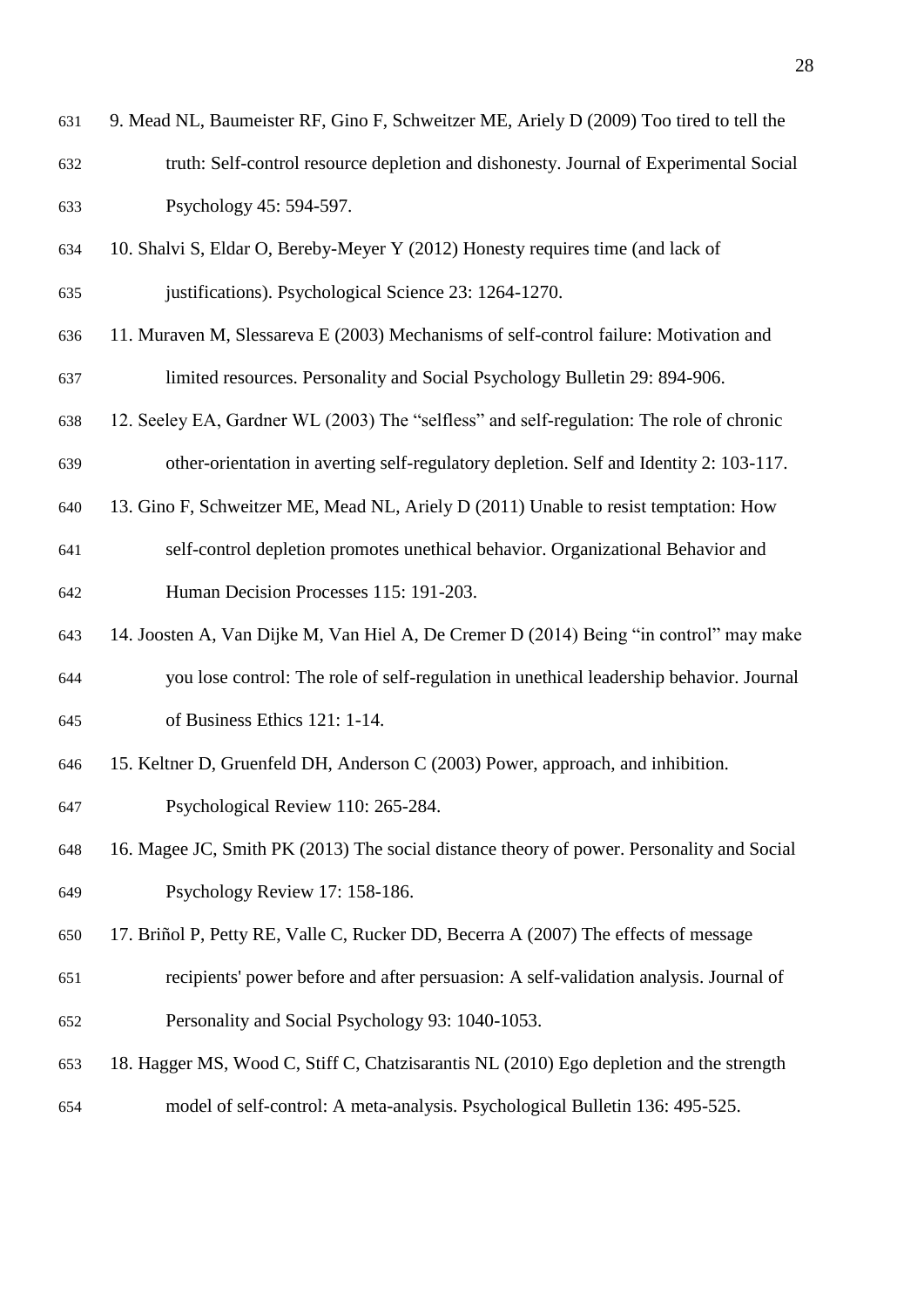9. Mead NL, Baumeister RF, Gino F, Schweitzer ME, Ariely D (2009) Too tired to tell the truth: Self-control resource depletion and dishonesty. Journal of Experimental Social Psychology 45: 594-597.

10. Shalvi S, Eldar O, Bereby-Meyer Y (2012) Honesty requires time (and lack of justifications). Psychological Science 23: 1264-1270.

11. Muraven M, Slessareva E (2003) Mechanisms of self-control failure: Motivation and limited resources. Personality and Social Psychology Bulletin 29: 894-906.

12. Seeley EA, Gardner WL (2003) The "selfless" and self-regulation: The role of chronic other-orientation in averting self-regulatory depletion. Self and Identity 2: 103-117.

13. Gino F, Schweitzer ME, Mead NL, Ariely D (2011) Unable to resist temptation: How self-control depletion promotes unethical behavior. Organizational Behavior and Human Decision Processes 115: 191-203.

14. Joosten A, Van Dijke M, Van Hiel A, De Cremer D (2014) Being "in control" may make you lose control: The role of self-regulation in unethical leadership behavior. Journal of Business Ethics 121: 1-14.

15. Keltner D, Gruenfeld DH, Anderson C (2003) Power, approach, and inhibition. Psychological Review 110: 265-284.

16. Magee JC, Smith PK (2013) The social distance theory of power. Personality and Social Psychology Review 17: 158-186.

17. Briñol P, Petty RE, Valle C, Rucker DD, Becerra A (2007) The effects of message recipients' power before and after persuasion: A self-validation analysis. Journal of Personality and Social Psychology 93: 1040-1053.

18. Hagger MS, Wood C, Stiff C, Chatzisarantis NL (2010) Ego depletion and the strength model of self-control: A meta-analysis. Psychological Bulletin 136: 495-525.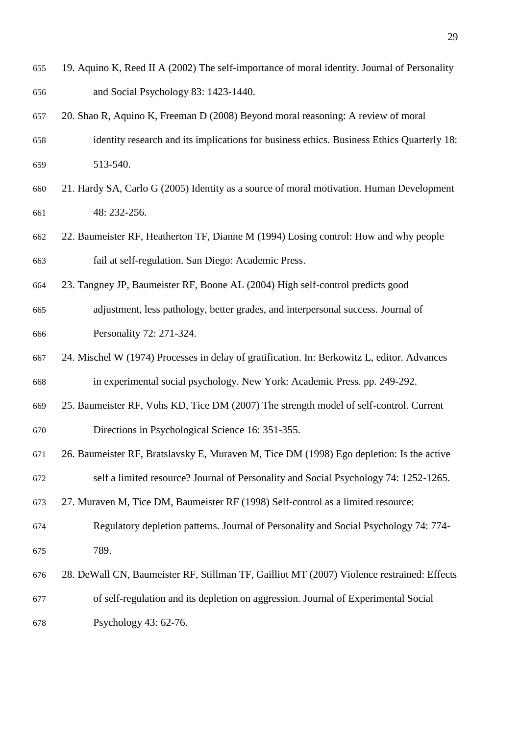19. Aquino K, Reed II A (2002) The self-importance of moral identity. Journal of Personality and Social Psychology 83: 1423-1440.

20. Shao R, Aquino K, Freeman D (2008) Beyond moral reasoning: A review of moral identity research and its implications for business ethics. Business Ethics Quarterly 18: 513-540.

21. Hardy SA, Carlo G (2005) Identity as a source of moral motivation. Human Development 48: 232-256.

22. Baumeister RF, Heatherton TF, Dianne M (1994) Losing control: How and why people fail at self-regulation. San Diego: Academic Press.

23. Tangney JP, Baumeister RF, Boone AL (2004) High self-control predicts good adjustment, less pathology, better grades, and interpersonal success. Journal of Personality 72: 271-324.

24. Mischel W (1974) Processes in delay of gratification. In: Berkowitz L, editor. Advances in experimental social psychology. New York: Academic Press. pp. 249-292.

25. Baumeister RF, Vohs KD, Tice DM (2007) The strength model of self-control. Current Directions in Psychological Science 16: 351-355.

26. Baumeister RF, Bratslavsky E, Muraven M, Tice DM (1998) Ego depletion: Is the active self a limited resource? Journal of Personality and Social Psychology 74: 1252-1265.

27. Muraven M, Tice DM, Baumeister RF (1998) Self-control as a limited resource: Regulatory depletion patterns. Journal of Personality and Social Psychology 74: 774-789.

28. DeWall CN, Baumeister RF, Stillman TF, Gailliot MT (2007) Violence restrained: Effects of self-regulation and its depletion on aggression. Journal of Experimental Social Psychology 43: 62-76.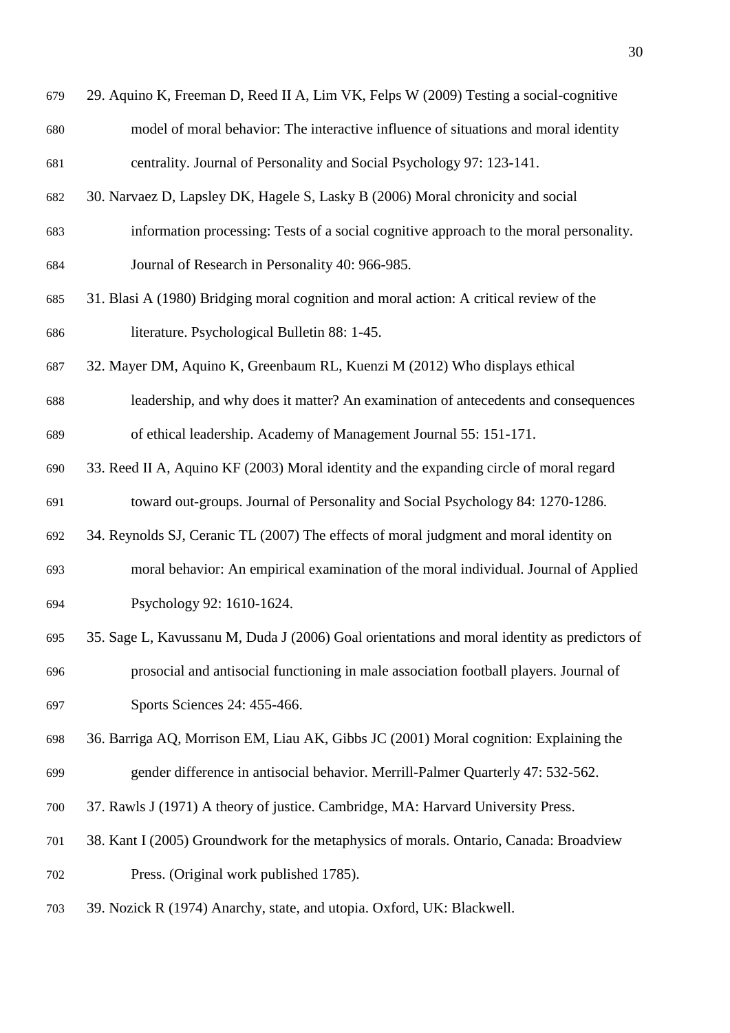29. Aquino K, Freeman D, Reed II A, Lim VK, Felps W (2009) Testing a social-cognitive model of moral behavior: The interactive influence of situations and moral identity centrality. Journal of Personality and Social Psychology 97: 123-141.

30. Narvaez D, Lapsley DK, Hagele S, Lasky B (2006) Moral chronicity and social information processing: Tests of a social cognitive approach to the moral personality. Journal of Research in Personality 40: 966-985.

31. Blasi A (1980) Bridging moral cognition and moral action: A critical review of the literature. Psychological Bulletin 88: 1-45.

32. Mayer DM, Aquino K, Greenbaum RL, Kuenzi M (2012) Who displays ethical leadership, and why does it matter? An examination of antecedents and consequences of ethical leadership. Academy of Management Journal 55: 151-171.

33. Reed II A, Aquino KF (2003) Moral identity and the expanding circle of moral regard toward out-groups. Journal of Personality and Social Psychology 84: 1270-1286.

34. Reynolds SJ, Ceranic TL (2007) The effects of moral judgment and moral identity on moral behavior: An empirical examination of the moral individual. Journal of Applied Psychology 92: 1610-1624.

35. Sage L, Kavussanu M, Duda J (2006) Goal orientations and moral identity as predictors of prosocial and antisocial functioning in male association football players. Journal of Sports Sciences 24: 455-466.

36. Barriga AQ, Morrison EM, Liau AK, Gibbs JC (2001) Moral cognition: Explaining the gender difference in antisocial behavior. Merrill-Palmer Quarterly 47: 532-562.

37. Rawls J (1971) A theory of justice. Cambridge, MA: Harvard University Press.

38. Kant I (2005) Groundwork for the metaphysics of morals. Ontario, Canada: Broadview Press. (Original work published 1785).

39. Nozick R (1974) Anarchy, state, and utopia. Oxford, UK: Blackwell.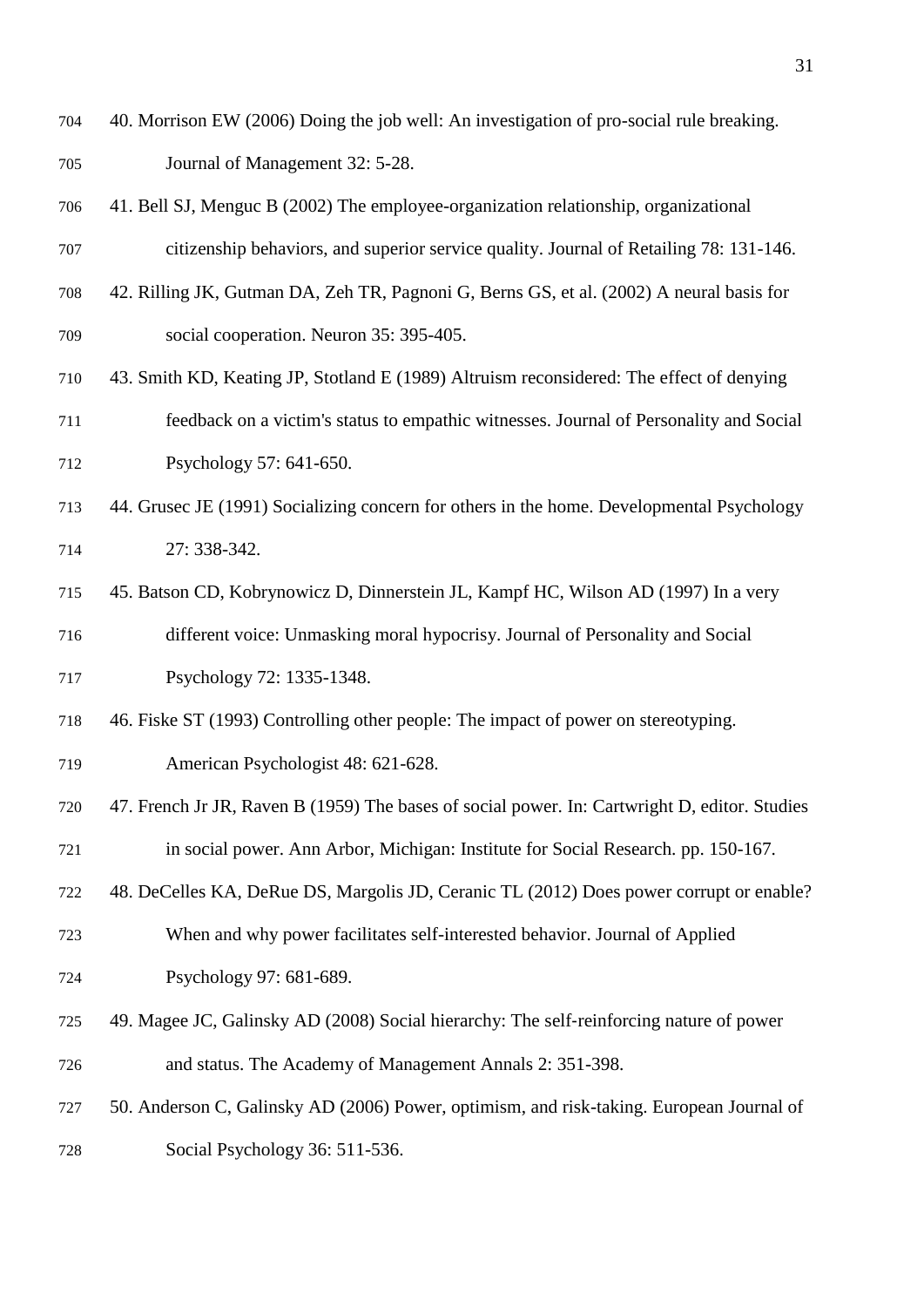40. Morrison EW (2006) Doing the job well: An investigation of pro-social rule breaking. Journal of Management 32: 5-28.

41. Bell SJ, Menguc B (2002) The employee-organization relationship, organizational citizenship behaviors, and superior service quality. Journal of Retailing 78: 131-146.

42. Rilling JK, Gutman DA, Zeh TR, Pagnoni G, Berns GS, et al. (2002) A neural basis for social cooperation. Neuron 35: 395-405.

43. Smith KD, Keating JP, Stotland E (1989) Altruism reconsidered: The effect of denying feedback on a victim's status to empathic witnesses. Journal of Personality and Social Psychology 57: 641-650.

44. Grusec JE (1991) Socializing concern for others in the home. Developmental Psychology 27: 338-342.

45. Batson CD, Kobrynowicz D, Dinnerstein JL, Kampf HC, Wilson AD (1997) In a very different voice: Unmasking moral hypocrisy. Journal of Personality and Social Psychology 72: 1335-1348.

46. Fiske ST (1993) Controlling other people: The impact of power on stereotyping. American Psychologist 48: 621-628.

47. French Jr JR, Raven B (1959) The bases of social power. In: Cartwright D, editor. Studies in social power. Ann Arbor, Michigan: Institute for Social Research. pp. 150-167.

48. DeCelles KA, DeRue DS, Margolis JD, Ceranic TL (2012) Does power corrupt or enable? When and why power facilitates self-interested behavior. Journal of Applied Psychology 97: 681-689.

49. Magee JC, Galinsky AD (2008) Social hierarchy: The self-reinforcing nature of power and status. The Academy of Management Annals 2: 351-398.

50. Anderson C, Galinsky AD (2006) Power, optimism, and risk-taking. European Journal of Social Psychology 36: 511-536.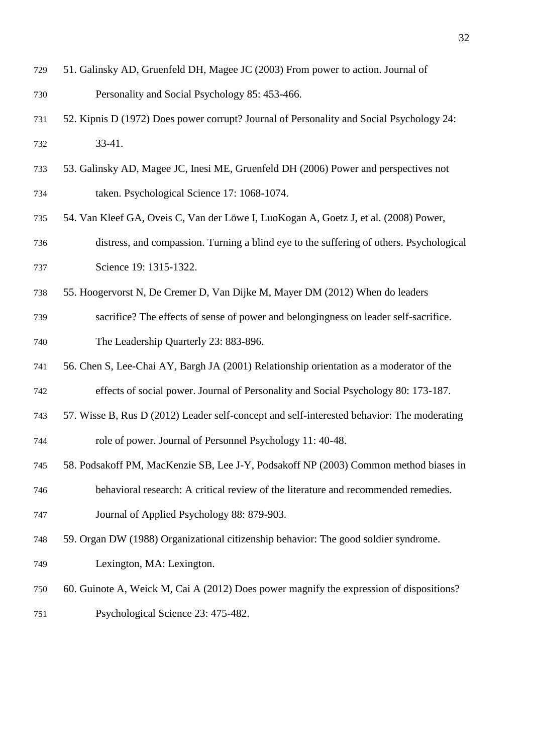51. Galinsky AD, Gruenfeld DH, Magee JC (2003) From power to action. Journal of Personality and Social Psychology 85: 453-466.
52. Kipnis D (1972) Does power corrupt? Journal of Personality and Social Psychology 24: 33-41.
53. Galinsky AD, Magee JC, Inesi ME, Gruenfeld DH (2006) Power and perspectives not taken. Psychological Science 17: 1068-1074.
54. Van Kleef GA, Oveis C, Van der Löwe I, LuoKogan A, Goetz J, et al. (2008) Power, distress, and compassion. Turning a blind eye to the suffering of others. Psychological Science 19: 1315-1322.
55. Hoogervorst N, De Cremer D, Van Dijke M, Mayer DM (2012) When do leaders sacrifice? The effects of sense of power and belongingness on leader self-sacrifice. The Leadership Quarterly 23: 883-896.
56. Chen S, Lee-Chai AY, Bargh JA (2001) Relationship orientation as a moderator of the effects of social power. Journal of Personality and Social Psychology 80: 173-187.
57. Wisse B, Rus D (2012) Leader self-concept and self-interested behavior: The moderating role of power. Journal of Personnel Psychology 11: 40-48.
58. Podsakoff PM, MacKenzie SB, Lee J-Y, Podsakoff NP (2003) Common method biases in behavioral research: A critical review of the literature and recommended remedies. Journal of Applied Psychology 88: 879-903.
59. Organ DW (1988) Organizational citizenship behavior: The good soldier syndrome. Lexington, MA: Lexington.
60. Guinote A, Weick M, Cai A (2012) Does power magnify the expression of dispositions? Psychological Science 23: 475-482.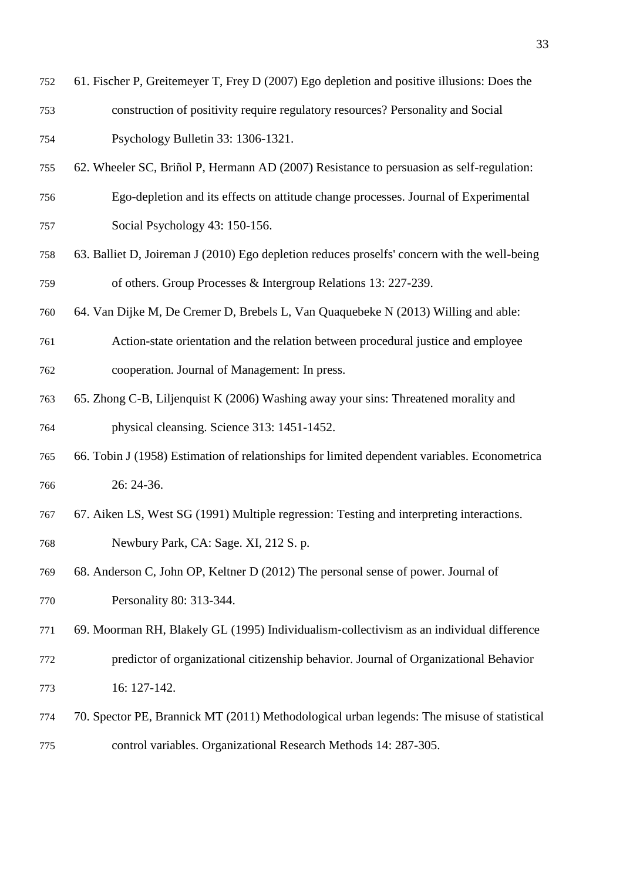61. Fischer P, Greitemeyer T, Frey D (2007) Ego depletion and positive illusions: Does the construction of positivity require regulatory resources? Personality and Social Psychology Bulletin 33: 1306-1321.

62. Wheeler SC, Briñol P, Hermann AD (2007) Resistance to persuasion as self-regulation: Ego-depletion and its effects on attitude change processes. Journal of Experimental Social Psychology 43: 150-156.

63. Balliet D, Joireman J (2010) Ego depletion reduces proselfs' concern with the well-being of others. Group Processes & Intergroup Relations 13: 227-239.

64. Van Dijke M, De Cremer D, Brebels L, Van Quaquebeke N (2013) Willing and able: Action-state orientation and the relation between procedural justice and employee cooperation. Journal of Management: In press.

65. Zhong C-B, Liljenquist K (2006) Washing away your sins: Threatened morality and physical cleansing. Science 313: 1451-1452.

66. Tobin J (1958) Estimation of relationships for limited dependent variables. Econometrica 26: 24-36.

67. Aiken LS, West SG (1991) Multiple regression: Testing and interpreting interactions. Newbury Park, CA: Sage. XI, 212 S. p.

68. Anderson C, John OP, Keltner D (2012) The personal sense of power. Journal of Personality 80: 313-344.

69. Moorman RH, Blakely GL (1995) Individualism-collectivism as an individual difference predictor of organizational citizenship behavior. Journal of Organizational Behavior 16: 127-142.

70. Spector PE, Brannick MT (2011) Methodological urban legends: The misuse of statistical control variables. Organizational Research Methods 14: 287-305.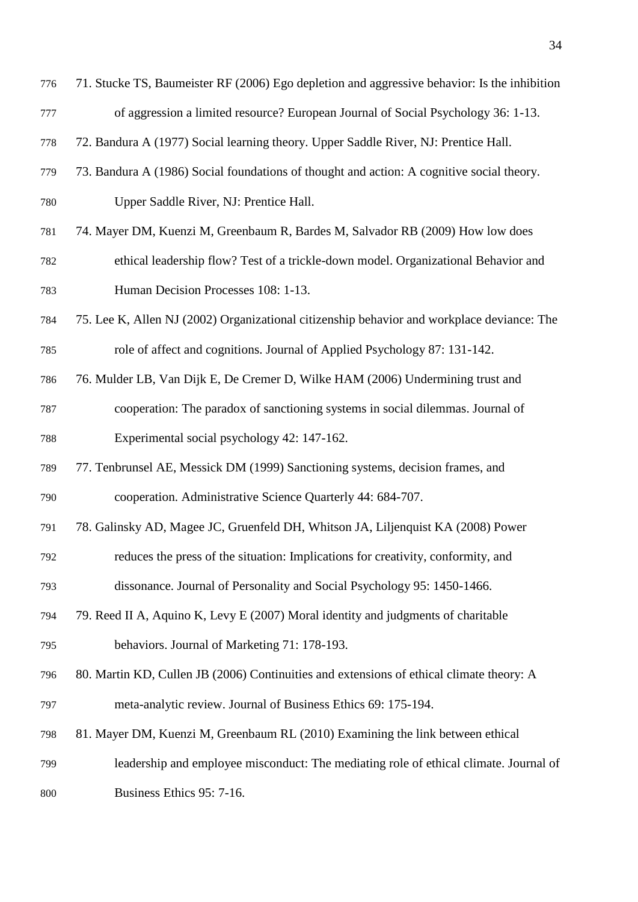71. Stucke TS, Baumeister RF (2006) Ego depletion and aggressive behavior: Is the inhibition of aggression a limited resource? European Journal of Social Psychology 36: 1-13.

72. Bandura A (1977) Social learning theory. Upper Saddle River, NJ: Prentice Hall.

73. Bandura A (1986) Social foundations of thought and action: A cognitive social theory. Upper Saddle River, NJ: Prentice Hall.

74. Mayer DM, Kuenzi M, Greenbaum R, Bardes M, Salvador RB (2009) How low does ethical leadership flow? Test of a trickle-down model. Organizational Behavior and Human Decision Processes 108: 1-13.

75. Lee K, Allen NJ (2002) Organizational citizenship behavior and workplace deviance: The role of affect and cognitions. Journal of Applied Psychology 87: 131-142.

76. Mulder LB, Van Dijk E, De Cremer D, Wilke HAM (2006) Undermining trust and cooperation: The paradox of sanctioning systems in social dilemmas. Journal of Experimental social psychology 42: 147-162.

77. Tenbrunsel AE, Messick DM (1999) Sanctioning systems, decision frames, and cooperation. Administrative Science Quarterly 44: 684-707.

78. Galinsky AD, Magee JC, Gruenfeld DH, Whitson JA, Liljenquist KA (2008) Power reduces the press of the situation: Implications for creativity, conformity, and dissonance. Journal of Personality and Social Psychology 95: 1450-1466.

79. Reed II A, Aquino K, Levy E (2007) Moral identity and judgments of charitable behaviors. Journal of Marketing 71: 178-193.

80. Martin KD, Cullen JB (2006) Continuities and extensions of ethical climate theory: A meta-analytic review. Journal of Business Ethics 69: 175-194.

81. Mayer DM, Kuenzi M, Greenbaum RL (2010) Examining the link between ethical leadership and employee misconduct: The mediating role of ethical climate. Journal of Business Ethics 95: 7-16.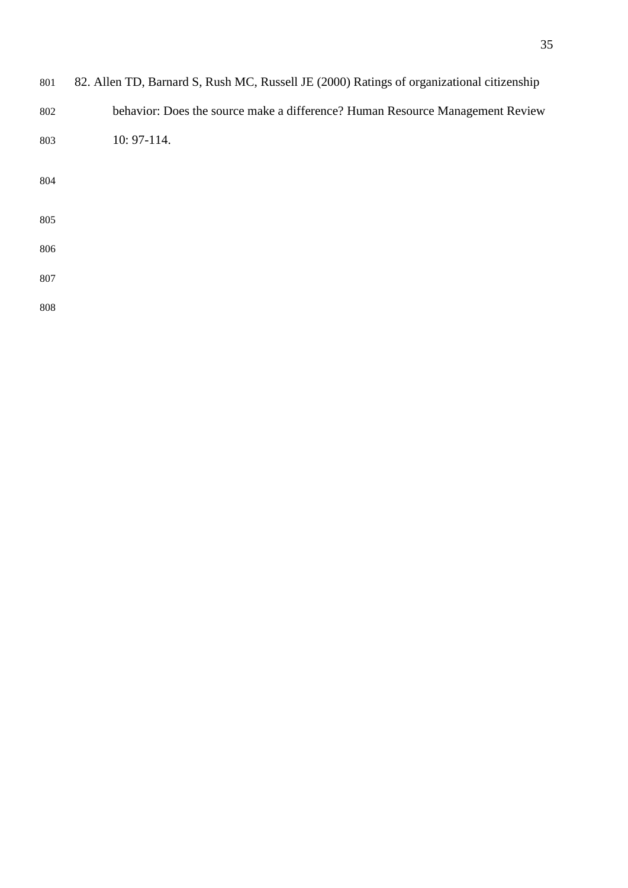82. Allen TD, Barnard S, Rush MC, Russell JE (2000) Ratings of organizational citizenship behavior: Does the source make a difference? Human Resource Management Review 10: 97-114.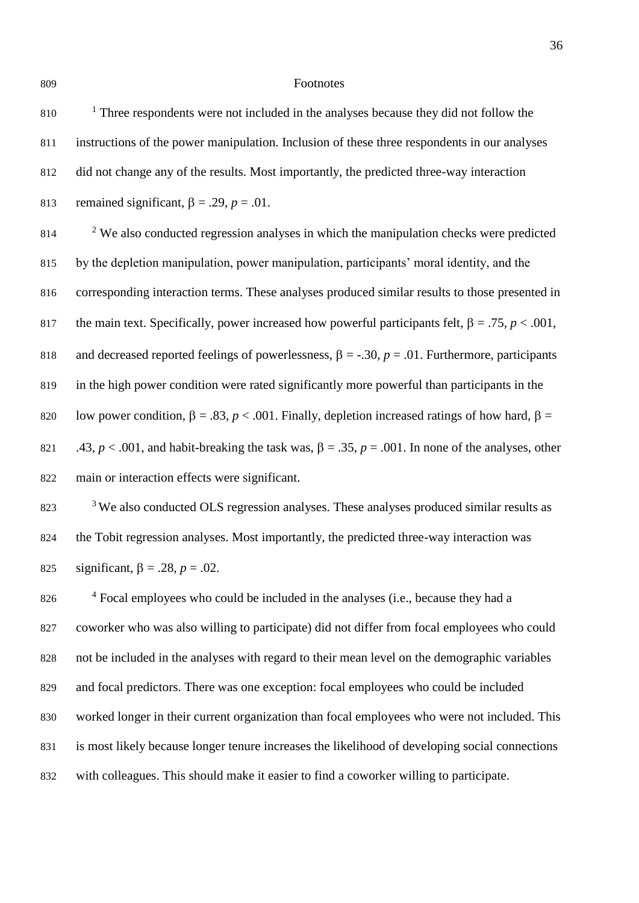Footnotes

[1] Three respondents were not included in the analyses because they did not follow the instructions of the power manipulation. Inclusion of these three respondents in our analyses did not change any of the results. Most importantly, the predicted three-way interaction remained significant, $\beta = .29$, $p = .01$.

[2] We also conducted regression analyses in which the manipulation checks were predicted by the depletion manipulation, power manipulation, participants' moral identity, and the corresponding interaction terms. These analyses produced similar results to those presented in the main text. Specifically, power increased how powerful participants felt, $\beta = .75$, $p < .001$, and decreased reported feelings of powerlessness, $\beta = -.30$, $p = .01$. Furthermore, participants in the high power condition were rated significantly more powerful than participants in the low power condition, $\beta = .83$, $p < .001$. Finally, depletion increased ratings of how hard, $\beta = .43$, $p < .001$, and habit-breaking the task was, $\beta = .35$, $p = .001$. In none of the analyses, other main or interaction effects were significant.

[3] We also conducted OLS regression analyses. These analyses produced similar results as the Tobit regression analyses. Most importantly, the predicted three-way interaction was significant, $\beta = .28$, $p = .02$.

[4] Focal employees who could be included in the analyses (i.e., because they had a coworker who was also willing to participate) did not differ from focal employees who could not be included in the analyses with regard to their mean level on the demographic variables and focal predictors. There was one exception: focal employees who could be included worked longer in their current organization than focal employees who were not included. This is most likely because longer tenure increases the likelihood of developing social connections with colleagues. This should make it easier to find a coworker willing to participate.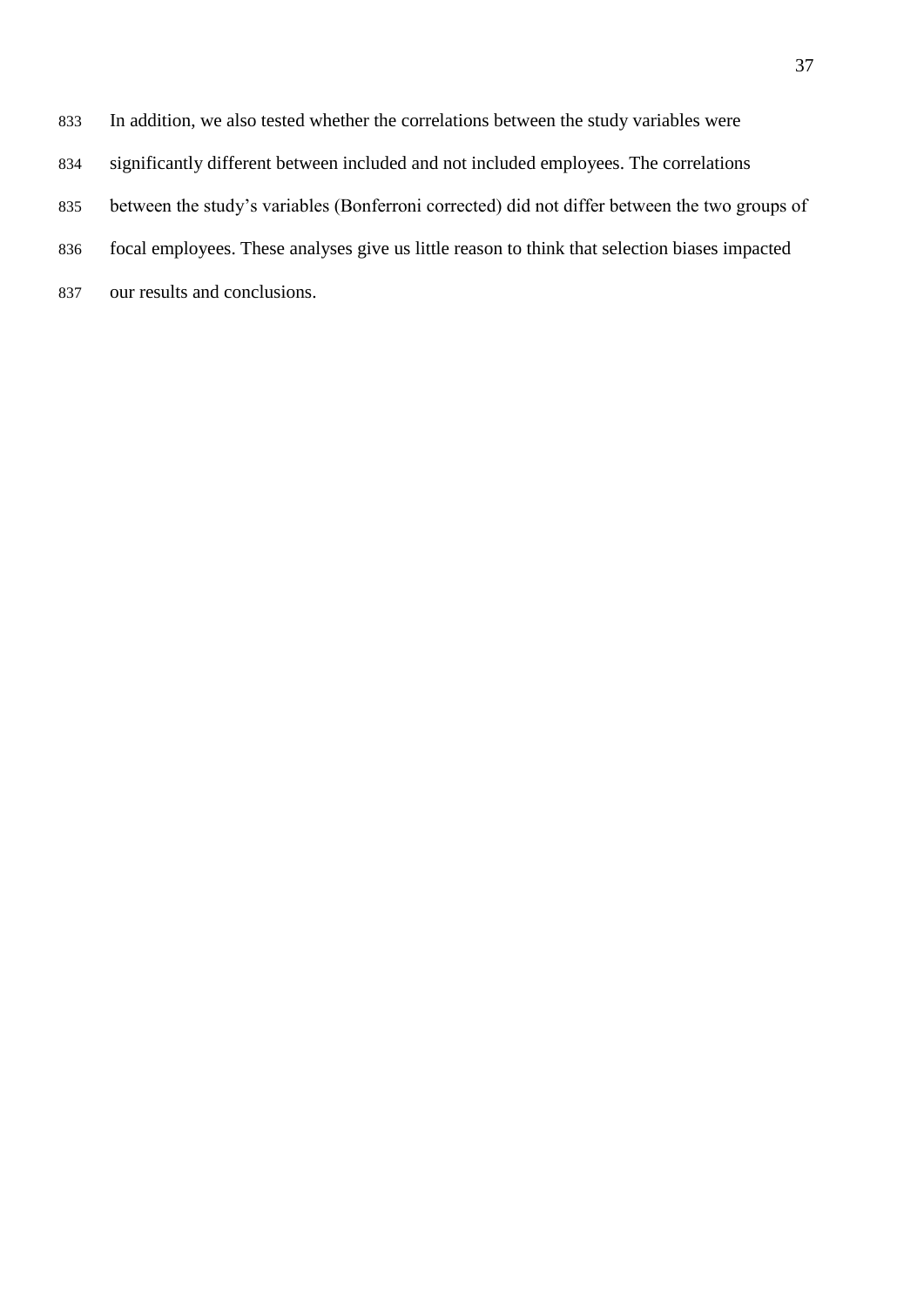In addition, we also tested whether the correlations between the study variables were significantly different between included and not included employees. The correlations between the study's variables (Bonferroni corrected) did not differ between the two groups of focal employees. These analyses give us little reason to think that selection biases impacted our results and conclusions.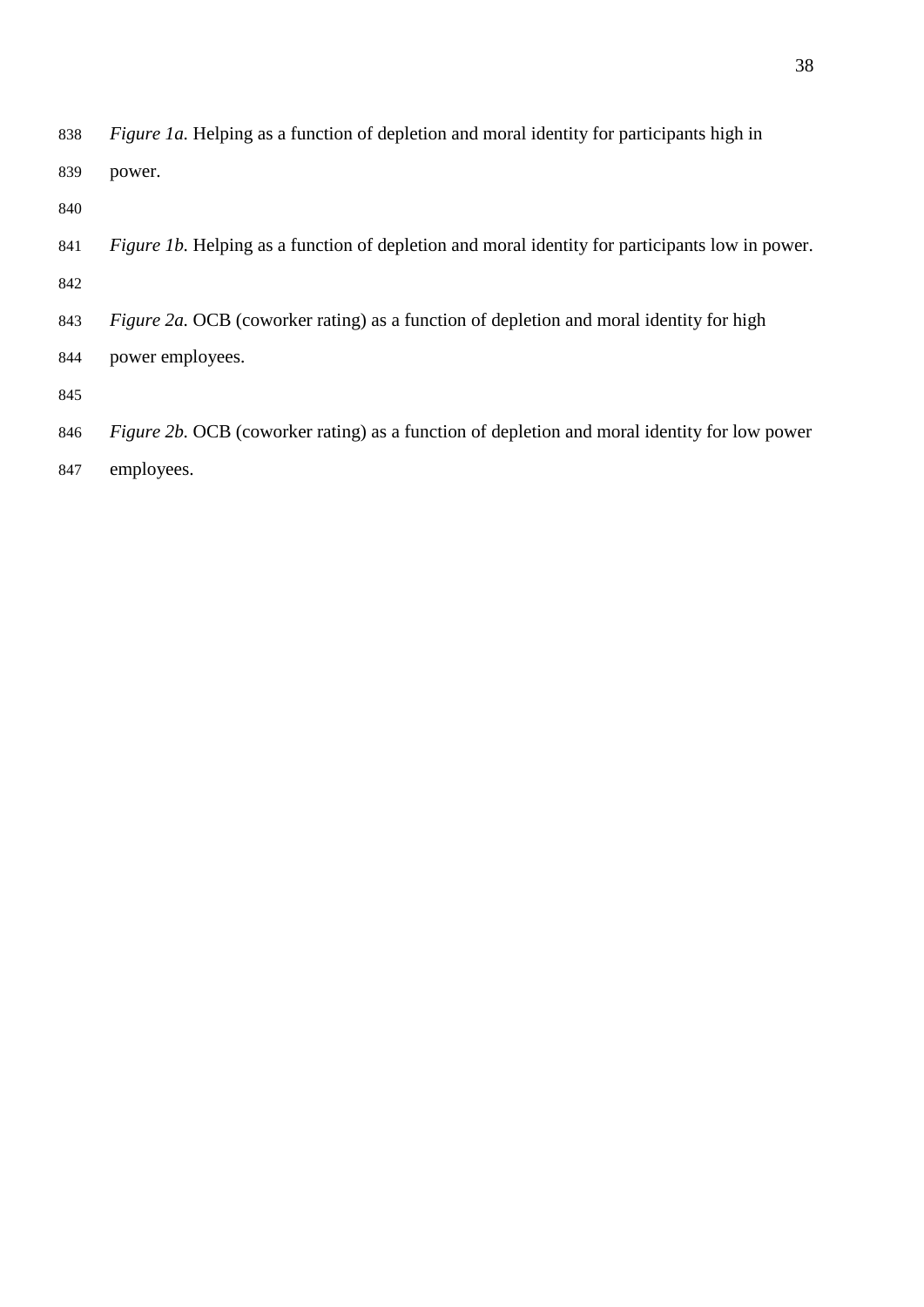*Figure 1a.* Helping as a function of depletion and moral identity for participants high in power.

*Figure 1b.* Helping as a function of depletion and moral identity for participants low in power.

*Figure 2a.* OCB (coworker rating) as a function of depletion and moral identity for high power employees.

*Figure 2b.* OCB (coworker rating) as a function of depletion and moral identity for low power employees.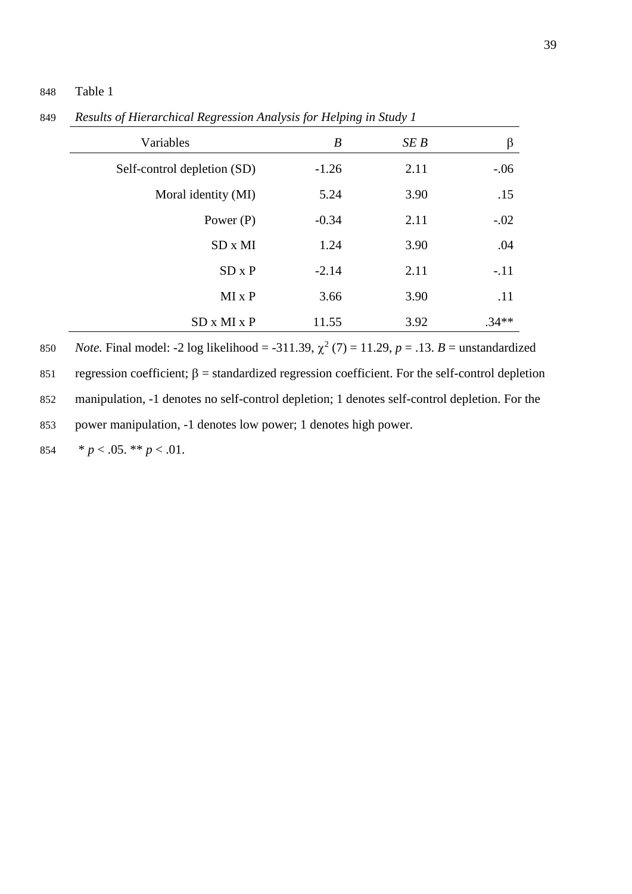Table 1

*Results of Hierarchical Regression Analysis for Helping in Study 1*

| Variables | *B* | *SE B* | β |
|---|---|---|---|
| Self-control depletion (SD) | -1.26 | 2.11 | -.06 |
| Moral identity (MI) | 5.24 | 3.90 | .15 |
| Power (P) | -0.34 | 2.11 | -.02 |
| SD x MI | 1.24 | 3.90 | .04 |
| SD x P | -2.14 | 2.11 | -.11 |
| MI x P | 3.66 | 3.90 | .11 |
| SD x MI x P | 11.55 | 3.92 | .34** |

*Note.* Final model: -2 log likelihood = -311.39, $\chi^2$ (7) = 11.29, $p$ = .13. $B$ = unstandardized regression coefficient; β = standardized regression coefficient. For the self-control depletion manipulation, -1 denotes no self-control depletion; 1 denotes self-control depletion. For the power manipulation, -1 denotes low power; 1 denotes high power.

\* $p$ < .05. ** $p$ < .01.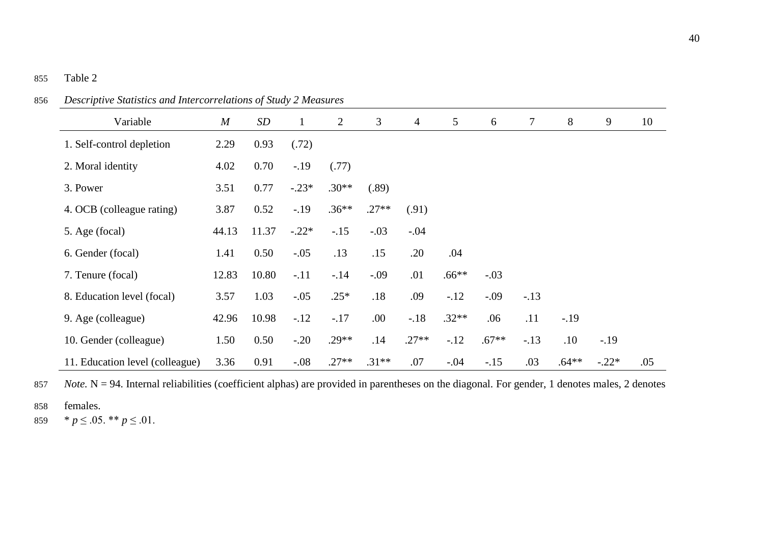Table 2

*Descriptive Statistics and Intercorrelations of Study 2 Measures*

| Variable | *M* | *SD* | 1 | 2 | 3 | 4 | 5 | 6 | 7 | 8 | 9 | 10 |
|---|---|---|---|---|---|---|---|---|---|---|---|---|
| 1. Self-control depletion | 2.29 | 0.93 | (.72) | | | | | | | | | |
| 2. Moral identity | 4.02 | 0.70 | -.19 | (.77) | | | | | | | | |
| 3. Power | 3.51 | 0.77 | -.23* | .30** | (.89) | | | | | | | |
| 4. OCB (colleague rating) | 3.87 | 0.52 | -.19 | .36** | .27** | (.91) | | | | | | |
| 5. Age (focal) | 44.13 | 11.37 | -.22* | -.15 | -.03 | -.04 | | | | | | |
| 6. Gender (focal) | 1.41 | 0.50 | -.05 | .13 | .15 | .20 | .04 | | | | | |
| 7. Tenure (focal) | 12.83 | 10.80 | -.11 | -.14 | -.09 | .01 | .66** | -.03 | | | | |
| 8. Education level (focal) | 3.57 | 1.03 | -.05 | .25* | .18 | .09 | -.12 | -.09 | -.13 | | | |
| 9. Age (colleague) | 42.96 | 10.98 | -.12 | -.17 | .00 | -.18 | .32** | .06 | .11 | -.19 | | |
| 10. Gender (colleague) | 1.50 | 0.50 | -.20 | .29** | .14 | .27** | -.12 | .67** | -.13 | .10 | -.19 | |
| 11. Education level (colleague) | 3.36 | 0.91 | -.08 | .27** | .31** | .07 | -.04 | -.15 | .03 | .64** | -.22* | .05 |

*Note.* N = 94. Internal reliabilities (coefficient alphas) are provided in parentheses on the diagonal. For gender, 1 denotes males, 2 denotes females.

* $p \leq .05$. ** $p \leq .01$.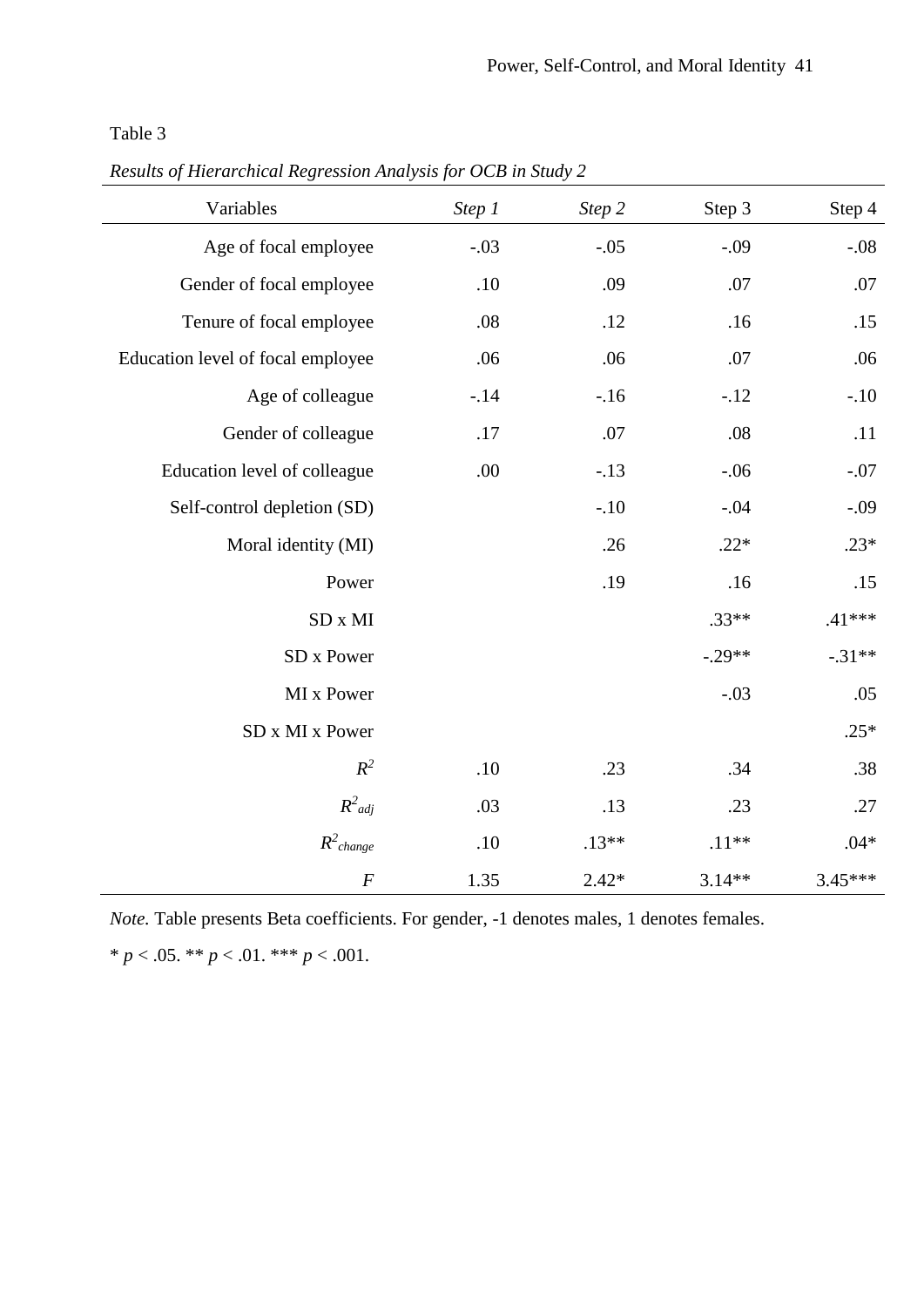Table 3

*Results of Hierarchical Regression Analysis for OCB in Study 2*

| Variables | *Step 1* | *Step 2* | Step 3 | Step 4 |
|---|---|---|---|---|
| Age of focal employee | -.03 | -.05 | -.09 | -.08 |
| Gender of focal employee | .10 | .09 | .07 | .07 |
| Tenure of focal employee | .08 | .12 | .16 | .15 |
| Education level of focal employee | .06 | .06 | .07 | .06 |
| Age of colleague | -.14 | -.16 | -.12 | -.10 |
| Gender of colleague | .17 | .07 | .08 | .11 |
| Education level of colleague | .00 | -.13 | -.06 | -.07 |
| Self-control depletion (SD) | | -.10 | -.04 | -.09 |
| Moral identity (MI) | | .26 | .22* | .23* |
| Power | | .19 | .16 | .15 |
| SD x MI | | | .33** | .41*** |
| SD x Power | | | -.29** | -.31** |
| MI x Power | | | -.03 | .05 |
| SD x MI x Power | | | | .25* |
| $R^2$ | .10 | .23 | .34 | .38 |
| $R^2_{adj}$ | .03 | .13 | .23 | .27 |
| $R^2_{change}$ | .10 | .13** | .11** | .04* |
| $F$ | 1.35 | 2.42* | 3.14** | 3.45*** |

*Note.* Table presents Beta coefficients. For gender, -1 denotes males, 1 denotes females.

* $p < .05$. ** $p < .01$. *** $p < .001$.